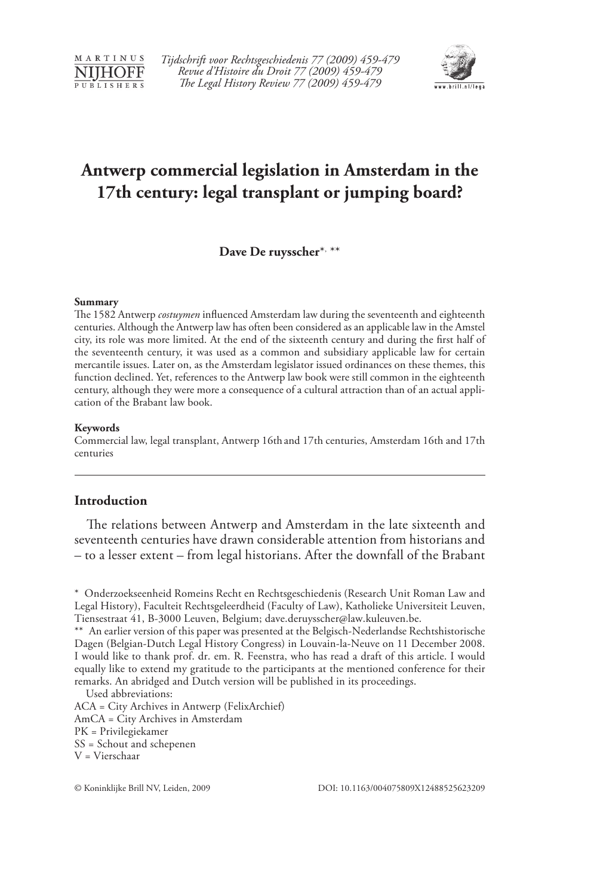# Antwerp commercial legislation in Amsterdam in the 17th century: legal transplant or jumping board?

**Dave De ruysscher***, **

**Summary**

The 1582 Antwerp *costuymen* influenced Amsterdam law during the seventeenth and eighteenth centuries. Although the Antwerp law has often been considered as an applicable law in the Amstel city, its role was more limited. At the end of the sixteenth century and during the first half of the seventeenth century, it was used as a common and subsidiary applicable law for certain mercantile issues. Later on, as the Amsterdam legislator issued ordinances on these themes, this function declined. Yet, references to the Antwerp law book were still common in the eighteenth century, although they were more a consequence of a cultural attraction than of an actual application of the Brabant law book.

**Keywords**

Commercial law, legal transplant, Antwerp 16th and 17th centuries, Amsterdam 16th and 17th centuries

---

## Introduction

The relations between Antwerp and Amsterdam in the late sixteenth and seventeenth centuries have drawn considerable attention from historians and – to a lesser extent – from legal historians. After the downfall of the Brabant

---

\* Onderzoekseenheid Romeins Recht en Rechtsgeschiedenis (Research Unit Roman Law and Legal History), Faculteit Rechtsgeleerdheid (Faculty of Law), Katholieke Universiteit Leuven, Tiensestraat 41, B-3000 Leuven, Belgium; dave.deruysscher@law.kuleuven.be.

\*\* An earlier version of this paper was presented at the Belgisch-Nederlandse Rechtshistorische Dagen (Belgian-Dutch Legal History Congress) in Louvain-la-Neuve on 11 December 2008. I would like to thank prof. dr. em. R. Feenstra, who has read a draft of this article. I would equally like to extend my gratitude to the participants at the mentioned conference for their remarks. An abridged and Dutch version will be published in its proceedings.

Used abbreviations:

ACA = City Archives in Antwerp (FelixArchief)
AmCA = City Archives in Amsterdam
PK = Privilegiekamer
SS = Schout and schepenen
V = Vierschaar

© Koninklijke Brill NV, Leiden, 2009 DOI: 10.1163/004075809X12488525623209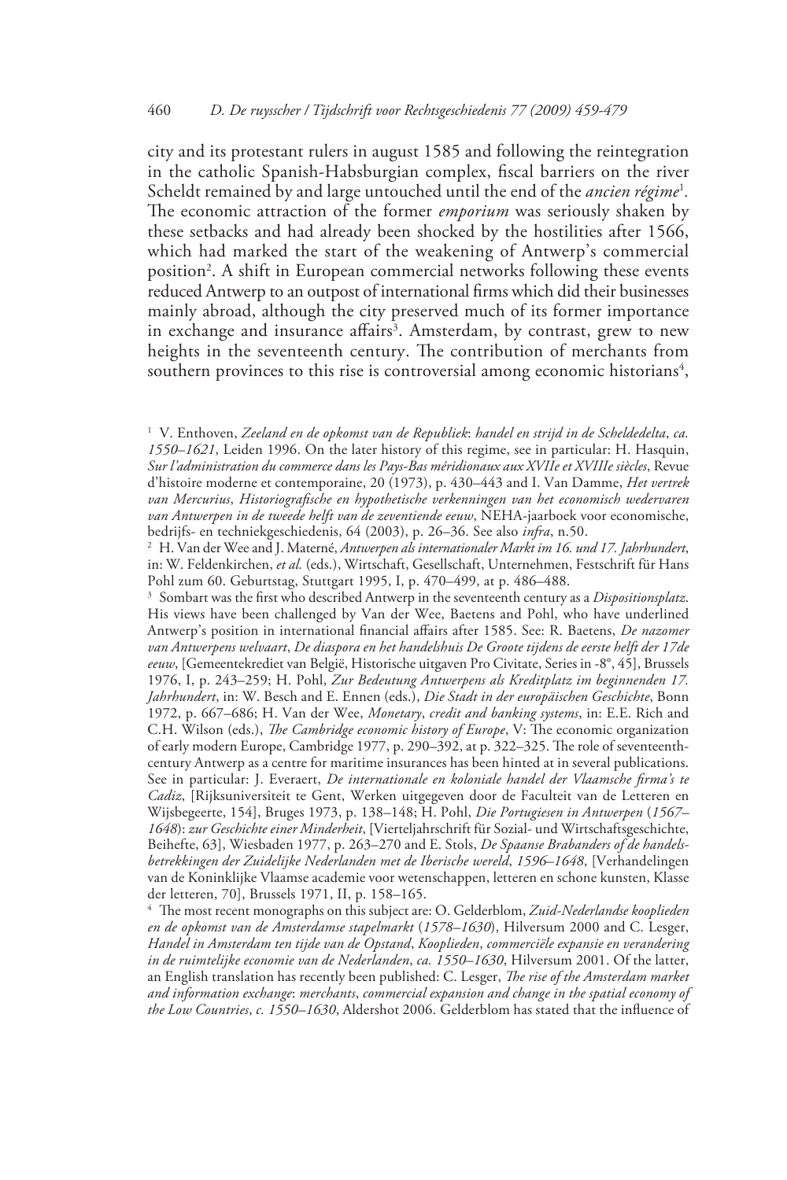city and its protestant rulers in august 1585 and following the reintegration in the catholic Spanish-Habsburgian complex, fiscal barriers on the river Scheldt remained by and large untouched until the end of the *ancien régime*[1]. The economic attraction of the former *emporium* was seriously shaken by these setbacks and had already been shocked by the hostilities after 1566, which had marked the start of the weakening of Antwerp's commercial position[2]. A shift in European commercial networks following these events reduced Antwerp to an outpost of international firms which did their businesses mainly abroad, although the city preserved much of its former importance in exchange and insurance affairs[3]. Amsterdam, by contrast, grew to new heights in the seventeenth century. The contribution of merchants from southern provinces to this rise is controversial among economic historians[4],

---

[1] V. Enthoven, *Zeeland en de opkomst van de Republiek*: *handel en strijd in de Scheldedelta*, *ca. 1550–1621*, Leiden 1996. On the later history of this regime, see in particular: H. Hasquin, *Sur l'administration du commerce dans les Pays-Bas méridionaux aux XVIIe et XVIIIe siècles*, Revue d'histoire moderne et contemporaine, 20 (1973), p. 430–443 and I. Van Damme, *Het vertrek van Mercurius*, *Historiografische en hypothetische verkenningen van het economisch wedervaren van Antwerpen in de tweede helft van de zeventiende eeuw*, NEHA-jaarboek voor economische, bedrijfs- en techniekgeschiedenis, 64 (2003), p. 26–36. See also *infra*, n.50.

[2] H. Van der Wee and J. Materné, *Antwerpen als internationaler Markt im 16. und 17. Jahrhundert*, in: W. Feldenkirchen, *et al.* (eds.), Wirtschaft, Gesellschaft, Unternehmen, Festschrift für Hans Pohl zum 60. Geburtstag, Stuttgart 1995, I, p. 470–499, at p. 486–488.

[3] Sombart was the first who described Antwerp in the seventeenth century as a *Dispositionsplatz*. His views have been challenged by Van der Wee, Baetens and Pohl, who have underlined Antwerp's position in international financial affairs after 1585. See: R. Baetens, *De nazomer van Antwerpens welvaart*, *De diaspora en het handelshuis De Groote tijdens de eerste helft der 17de eeuw*, [Gemeentekrediet van België, Historische uitgaven Pro Civitate, Series in -8°, 45], Brussels 1976, I, p. 243–259; H. Pohl, *Zur Bedeutung Antwerpens als Kreditplatz im beginnenden 17. Jahrhundert*, in: W. Besch and E. Ennen (eds.), *Die Stadt in der europäischen Geschichte*, Bonn 1972, p. 667–686; H. Van der Wee, *Monetary*, *credit and banking systems*, in: E.E. Rich and C.H. Wilson (eds.), *The Cambridge economic history of Europe*, V: The economic organization of early modern Europe, Cambridge 1977, p. 290–392, at p. 322–325. The role of seventeenth-century Antwerp as a centre for maritime insurances has been hinted at in several publications. See in particular: J. Everaert, *De internationale en koloniale handel der Vlaamsche firma's te Cadiz*, [Rijksuniversiteit te Gent, Werken uitgegeven door de Faculteit van de Letteren en Wijsbegeerte, 154], Bruges 1973, p. 138–148; H. Pohl, *Die Portugiesen in Antwerpen* (*1567–1648*): *zur Geschichte einer Minderheit*, [Vierteljahrschrift für Sozial- und Wirtschaftsgeschichte, Beihefte, 63], Wiesbaden 1977, p. 263–270 and E. Stols, *De Spaanse Brabanders of de handelsbetrekkingen der Zuidelijke Nederlanden met de Iberische wereld*, *1596–1648*, [Verhandelingen van de Koninklijke Vlaamse academie voor wetenschappen, letteren en schone kunsten, Klasse der letteren, 70], Brussels 1971, II, p. 158–165.

[4] The most recent monographs on this subject are: O. Gelderblom, *Zuid-Nederlandse kooplieden en de opkomst van de Amsterdamse stapelmarkt* (*1578–1630*), Hilversum 2000 and C. Lesger, *Handel in Amsterdam ten tijde van de Opstand*, *Kooplieden*, *commerciële expansie en verandering in de ruimtelijke economie van de Nederlanden*, *ca. 1550–1630*, Hilversum 2001. Of the latter, an English translation has recently been published: C. Lesger, *The rise of the Amsterdam market and information exchange*: *merchants*, *commercial expansion and change in the spatial economy of the Low Countries*, *c. 1550–1630*, Aldershot 2006. Gelderblom has stated that the influence of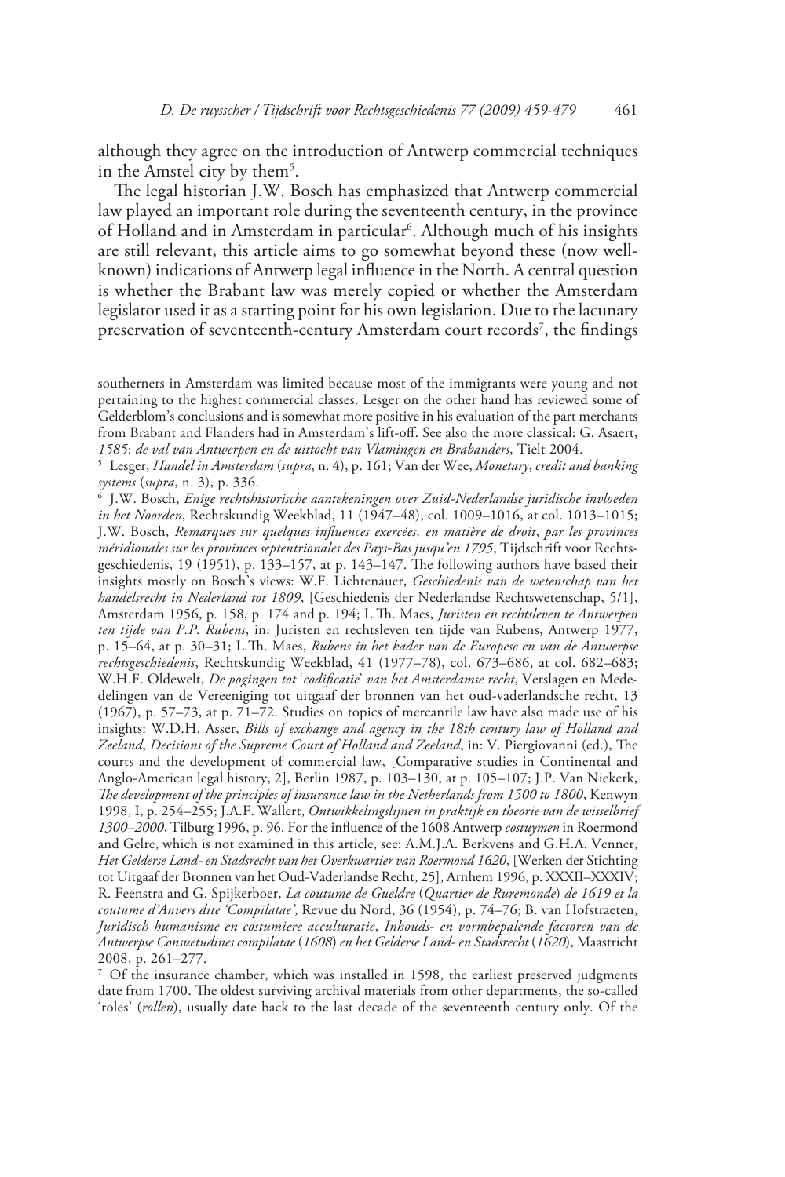although they agree on the introduction of Antwerp commercial techniques in the Amstel city by them[5].

The legal historian J.W. Bosch has emphasized that Antwerp commercial law played an important role during the seventeenth century, in the province of Holland and in Amsterdam in particular[6]. Although much of his insights are still relevant, this article aims to go somewhat beyond these (now well-known) indications of Antwerp legal influence in the North. A central question is whether the Brabant law was merely copied or whether the Amsterdam legislator used it as a starting point for his own legislation. Due to the lacunary preservation of seventeenth-century Amsterdam court records[7], the findings

southerners in Amsterdam was limited because most of the immigrants were young and not pertaining to the highest commercial classes. Lesger on the other hand has reviewed some of Gelderblom's conclusions and is somewhat more positive in his evaluation of the part merchants from Brabant and Flanders had in Amsterdam's lift-off. See also the more classical: G. Asaert, *1585*: *de val van Antwerpen en de uittocht van Vlamingen en Brabanders*, Tielt 2004.

[5] Lesger, *Handel in Amsterdam* (*supra*, n. 4), p. 161; Van der Wee, *Monetary*, *credit and banking systems* (*supra*, n. 3), p. 336.

[6] J.W. Bosch, *Enige rechtshistorische aantekeningen over Zuid-Nederlandse juridische invloeden in het Noorden*, Rechtskundig Weekblad, 11 (1947–48), col. 1009–1016, at col. 1013–1015; J.W. Bosch, *Remarques sur quelques influences exercées, en matière de droit*, *par les provinces méridionales sur les provinces septentrionales des Pays-Bas jusqu'en 1795*, Tijdschrift voor Rechtsgeschiedenis, 19 (1951), p. 133–157, at p. 143–147. The following authors have based their insights mostly on Bosch's views: W.F. Lichtenauer, *Geschiedenis van de wetenschap van het handelsrecht in Nederland tot 1809*, [Geschiedenis der Nederlandse Rechtswetenschap, 5/1], Amsterdam 1956, p. 158, p. 174 and p. 194; L.Th. Maes, *Juristen en rechtsleven te Antwerpen ten tijde van P.P. Rubens*, in: Juristen en rechtsleven ten tijde van Rubens, Antwerp 1977, p. 15–64, at p. 30–31; L.Th. Maes, *Rubens in het kader van de Europese en van de Antwerpse rechtsgeschiedenis*, Rechtskundig Weekblad, 41 (1977–78), col. 673–686, at col. 682–683; W.H.F. Oldewelt, *De pogingen tot* '*codificatie*' *van het Amsterdamse recht*, Verslagen en Mededelingen van de Vereeniging tot uitgaaf der bronnen van het oud-vaderlandsche recht, 13 (1967), p. 57–73, at p. 71–72. Studies on topics of mercantile law have also made use of his insights: W.D.H. Asser, *Bills of exchange and agency in the 18th century law of Holland and Zeeland*, *Decisions of the Supreme Court of Holland and Zeeland*, in: V. Piergiovanni (ed.), The courts and the development of commercial law, [Comparative studies in Continental and Anglo-American legal history, 2], Berlin 1987, p. 103–130, at p. 105–107; J.P. Van Niekerk, *The development of the principles of insurance law in the Netherlands from 1500 to 1800*, Kenwyn 1998, I, p. 254–255; J.A.F. Wallert, *Ontwikkelingslijnen in praktijk en theorie van de wisselbrief 1300–2000*, Tilburg 1996, p. 96. For the influence of the 1608 Antwerp *costuymen* in Roermond and Gelre, which is not examined in this article, see: A.M.J.A. Berkvens and G.H.A. Venner, *Het Gelderse Land- en Stadsrecht van het Overkwartier van Roermond 1620*, [Werken der Stichting tot Uitgaaf der Bronnen van het Oud-Vaderlandse Recht, 25], Arnhem 1996, p. XXXII–XXXIV; R. Feenstra and G. Spijkerboer, *La coutume de Gueldre* (*Quartier de Ruremonde*) *de 1619 et la coutume d'Anvers dite 'Compilatae'*, Revue du Nord, 36 (1954), p. 74–76; B. van Hofstraeten, *Juridisch humanisme en costumiere acculturatie*, *Inhouds- en vormbepalende factoren van de Antwerpse Consuetudines compilatae* (*1608*) *en het Gelderse Land- en Stadsrecht* (*1620*), Maastricht 2008, p. 261–277.

[7] Of the insurance chamber, which was installed in 1598, the earliest preserved judgments date from 1700. The oldest surviving archival materials from other departments, the so-called 'roles' (*rollen*), usually date back to the last decade of the seventeenth century only. Of the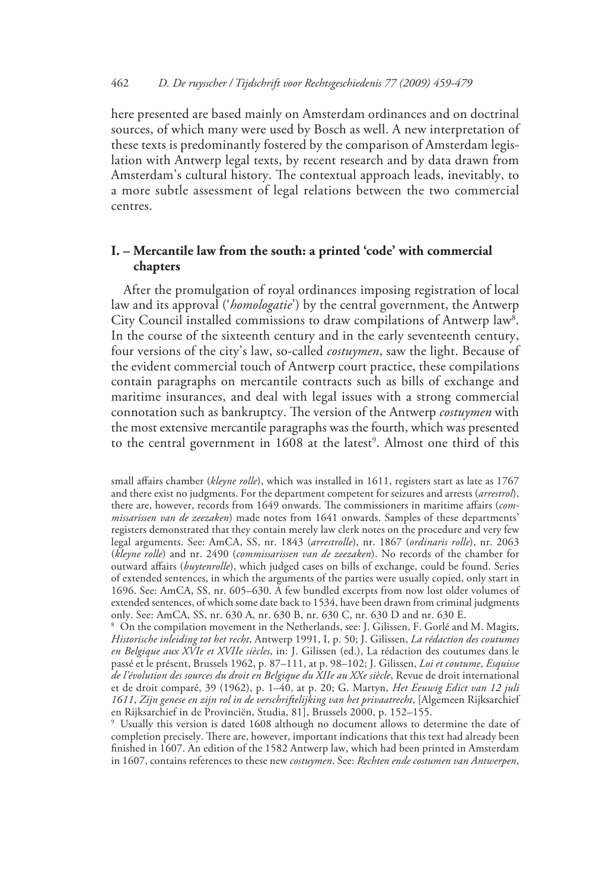here presented are based mainly on Amsterdam ordinances and on doctrinal sources, of which many were used by Bosch as well. A new interpretation of these texts is predominantly fostered by the comparison of Amsterdam legislation with Antwerp legal texts, by recent research and by data drawn from Amsterdam's cultural history. The contextual approach leads, inevitably, to a more subtle assessment of legal relations between the two commercial centres.

## I. – Mercantile law from the south: a printed 'code' with commercial chapters

After the promulgation of royal ordinances imposing registration of local law and its approval ('*homologatie*') by the central government, the Antwerp City Council installed commissions to draw compilations of Antwerp law[8]. In the course of the sixteenth century and in the early seventeenth century, four versions of the city's law, so-called *costuymen*, saw the light. Because of the evident commercial touch of Antwerp court practice, these compilations contain paragraphs on mercantile contracts such as bills of exchange and maritime insurances, and deal with legal issues with a strong commercial connotation such as bankruptcy. The version of the Antwerp *costuymen* with the most extensive mercantile paragraphs was the fourth, which was presented to the central government in 1608 at the latest[9]. Almost one third of this

small affairs chamber (*kleyne rolle*), which was installed in 1611, registers start as late as 1767 and there exist no judgments. For the department competent for seizures and arrests (*arrestrol*), there are, however, records from 1649 onwards. The commissioners in maritime affairs (*commissarissen van de zeezaken*) made notes from 1641 onwards. Samples of these departments' registers demonstrated that they contain merely law clerk notes on the procedure and very few legal arguments. See: AmCA, SS, nr. 1843 (*arrestrolle*), nr. 1867 (*ordinaris rolle*), nr. 2063 (*kleyne rolle*) and nr. 2490 (*commissarissen van de zeezaken*). No records of the chamber for outward affairs (*buytenrolle*), which judged cases on bills of exchange, could be found. Series of extended sentences, in which the arguments of the parties were usually copied, only start in 1696. See: AmCA, SS, nr. 605–630. A few bundled excerpts from now lost older volumes of extended sentences, of which some date back to 1534, have been drawn from criminal judgments only. See: AmCA, SS, nr. 630 A, nr. 630 B, nr. 630 C, nr. 630 D and nr. 630 E.

[8] On the compilation movement in the Netherlands, see: J. Gilissen, F. Gorlé and M. Magits, *Historische inleiding tot het recht*, Antwerp 1991, I, p. 50; J. Gilissen, *La rédaction des coutumes en Belgique aux XVIe et XVIIe siècles*, in: J. Gilissen (ed.), La rédaction des coutumes dans le passé et le présent, Brussels 1962, p. 87–111, at p. 98–102; J. Gilissen, *Loi et coutume*, *Esquisse de l'évolution des sources du droit en Belgique du XIIe au XXe siècle*, Revue de droit international et de droit comparé, 39 (1962), p. 1–40, at p. 20; G. Martyn, *Het Eeuwig Edict van 12 juli 1611*, *Zijn genese en zijn rol in de verschriftelijking van het privaatrecht*, [Algemeen Rijksarchief en Rijksarchief in de Provinciën, Studia, 81], Brussels 2000, p. 152–155.

[9] Usually this version is dated 1608 although no document allows to determine the date of completion precisely. There are, however, important indications that this text had already been finished in 1607. An edition of the 1582 Antwerp law, which had been printed in Amsterdam in 1607, contains references to these new *costuymen*. See: *Rechten ende costumen van Antwerpen*,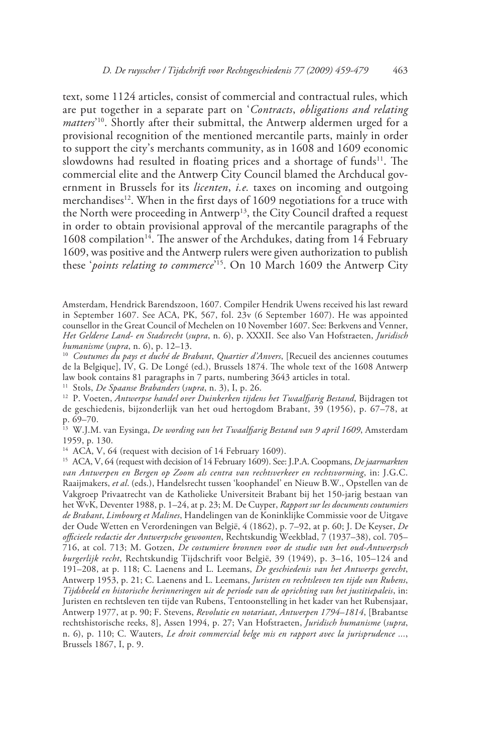text, some 1124 articles, consist of commercial and contractual rules, which are put together in a separate part on '*Contracts*, *obligations and relating matters*'[10]. Shortly after their submittal, the Antwerp aldermen urged for a provisional recognition of the mentioned mercantile parts, mainly in order to support the city's merchants community, as in 1608 and 1609 economic slowdowns had resulted in floating prices and a shortage of funds[11]. The commercial elite and the Antwerp City Council blamed the Archducal government in Brussels for its *licenten*, *i.e.* taxes on incoming and outgoing merchandises[12]. When in the first days of 1609 negotiations for a truce with the North were proceeding in Antwerp[13], the City Council drafted a request in order to obtain provisional approval of the mercantile paragraphs of the 1608 compilation[14]. The answer of the Archdukes, dating from 14 February 1609, was positive and the Antwerp rulers were given authorization to publish these '*points relating to commerce*'[15]. On 10 March 1609 the Antwerp City

Amsterdam, Hendrick Barendszoon, 1607. Compiler Hendrik Uwens received his last reward in September 1607. See ACA, PK, 567, fol. 23v (6 September 1607). He was appointed counsellor in the Great Council of Mechelen on 10 November 1607. See: Berkvens and Venner, *Het Gelderse Land- en Stadsrecht* (*supra*, n. 6), p. XXXII. See also Van Hofstraeten, *Juridisch humanisme* (*supra*, n. 6), p. 12–13.

[10] *Coutumes du pays et duché de Brabant*, *Quartier d'Anvers*, [Recueil des anciennes coutumes de la Belgique], IV, G. De Longé (ed.), Brussels 1874. The whole text of the 1608 Antwerp law book contains 81 paragraphs in 7 parts, numbering 3643 articles in total.

[11] Stols, *De Spaanse Brabanders* (*supra*, n. 3), I, p. 26.

[12] P. Voeten, *Antwerpse handel over Duinkerken tijdens het Twaalfjarig Bestand*, Bijdragen tot de geschiedenis, bijzonderlijk van het oud hertogdom Brabant, 39 (1956), p. 67–78, at p. 69–70.

[13] W.J.M. van Eysinga, *De wording van het Twaalfjarig Bestand van 9 april 1609*, Amsterdam 1959, p. 130.

[14] ACA, V, 64 (request with decision of 14 February 1609).

[15] ACA, V, 64 (request with decision of 14 February 1609). See: J.P.A. Coopmans, *De jaarmarkten van Antwerpen en Bergen op Zoom als centra van rechtsverkeer en rechtsvorming*, in: J.G.C. Raaijmakers, *et al*. (eds.), Handelsrecht tussen 'koophandel' en Nieuw B.W., Opstellen van de Vakgroep Privaatrecht van de Katholieke Universiteit Brabant bij het 150-jarig bestaan van het WvK, Deventer 1988, p. 1–24, at p. 23; M. De Cuyper, *Rapport sur les documents coutumiers de Brabant*, *Limbourg et Malines*, Handelingen van de Koninklijke Commissie voor de Uitgave der Oude Wetten en Verordeningen van België, 4 (1862), p. 7–92, at p. 60; J. De Keyser, *De officieele redactie der Antwerpsche gewoonten*, Rechtskundig Weekblad, 7 (1937–38), col. 705–716, at col. 713; M. Gotzen, *De costumiere bronnen voor de studie van het oud-Antwerpsch burgerlijk recht*, Rechtskundig Tijdschrift voor België, 39 (1949), p. 3–16, 105–124 and 191–208, at p. 118; C. Laenens and L. Leemans, *De geschiedenis van het Antwerps gerecht*, Antwerp 1953, p. 21; C. Laenens and L. Leemans, *Juristen en rechtsleven ten tijde van Rubens*, *Tijdsbeeld en historische herinneringen uit de periode van de oprichting van het justitiepaleis*, in: Juristen en rechtsleven ten tijde van Rubens, Tentoonstelling in het kader van het Rubensjaar, Antwerp 1977, at p. 90; F. Stevens, *Revolutie en notariaat*, *Antwerpen 1794–1814*, [Brabantse rechtshistorische reeks, 8], Assen 1994, p. 27; Van Hofstraeten, *Juridisch humanisme* (*supra*, n. 6), p. 110; C. Wauters, *Le droit commercial belge mis en rapport avec la jurisprudence …*, Brussels 1867, I, p. 9.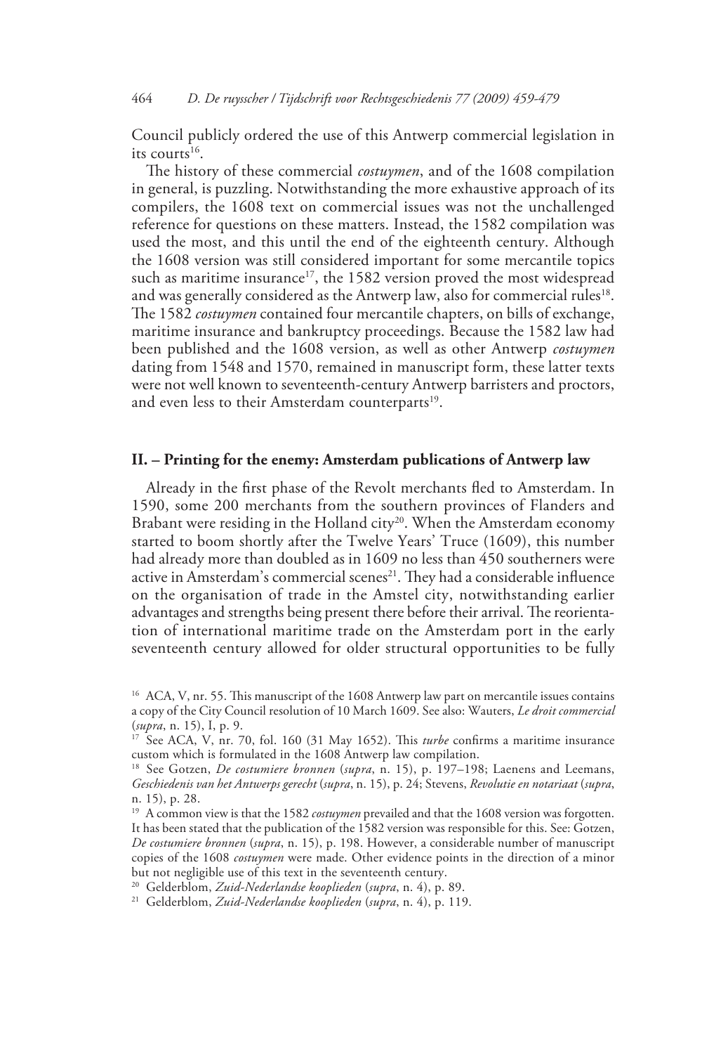Council publicly ordered the use of this Antwerp commercial legislation in its courts[16].

The history of these commercial *costuymen*, and of the 1608 compilation in general, is puzzling. Notwithstanding the more exhaustive approach of its compilers, the 1608 text on commercial issues was not the unchallenged reference for questions on these matters. Instead, the 1582 compilation was used the most, and this until the end of the eighteenth century. Although the 1608 version was still considered important for some mercantile topics such as maritime insurance[17], the 1582 version proved the most widespread and was generally considered as the Antwerp law, also for commercial rules[18]. The 1582 *costuymen* contained four mercantile chapters, on bills of exchange, maritime insurance and bankruptcy proceedings. Because the 1582 law had been published and the 1608 version, as well as other Antwerp *costuymen* dating from 1548 and 1570, remained in manuscript form, these latter texts were not well known to seventeenth-century Antwerp barristers and proctors, and even less to their Amsterdam counterparts[19].

## II. – Printing for the enemy: Amsterdam publications of Antwerp law

Already in the first phase of the Revolt merchants fled to Amsterdam. In 1590, some 200 merchants from the southern provinces of Flanders and Brabant were residing in the Holland city[20]. When the Amsterdam economy started to boom shortly after the Twelve Years' Truce (1609), this number had already more than doubled as in 1609 no less than 450 southerners were active in Amsterdam's commercial scenes[21]. They had a considerable influence on the organisation of trade in the Amstel city, notwithstanding earlier advantages and strengths being present there before their arrival. The reorientation of international maritime trade on the Amsterdam port in the early seventeenth century allowed for older structural opportunities to be fully

---

[16] ACA, V, nr. 55. This manuscript of the 1608 Antwerp law part on mercantile issues contains a copy of the City Council resolution of 10 March 1609. See also: Wauters, *Le droit commercial* (*supra*, n. 15), I, p. 9.

[17] See ACA, V, nr. 70, fol. 160 (31 May 1652). This *turbe* confirms a maritime insurance custom which is formulated in the 1608 Antwerp law compilation.

[18] See Gotzen, *De costumiere bronnen* (*supra*, n. 15), p. 197–198; Laenens and Leemans, *Geschiedenis van het Antwerps gerecht* (*supra*, n. 15), p. 24; Stevens, *Revolutie en notariaat* (*supra*, n. 15), p. 28.

[19] A common view is that the 1582 *costuymen* prevailed and that the 1608 version was forgotten. It has been stated that the publication of the 1582 version was responsible for this. See: Gotzen, *De costumiere bronnen* (*supra*, n. 15), p. 198. However, a considerable number of manuscript copies of the 1608 *costuymen* were made. Other evidence points in the direction of a minor but not negligible use of this text in the seventeenth century.

[20] Gelderblom, *Zuid-Nederlandse kooplieden* (*supra*, n. 4), p. 89.

[21] Gelderblom, *Zuid-Nederlandse kooplieden* (*supra*, n. 4), p. 119.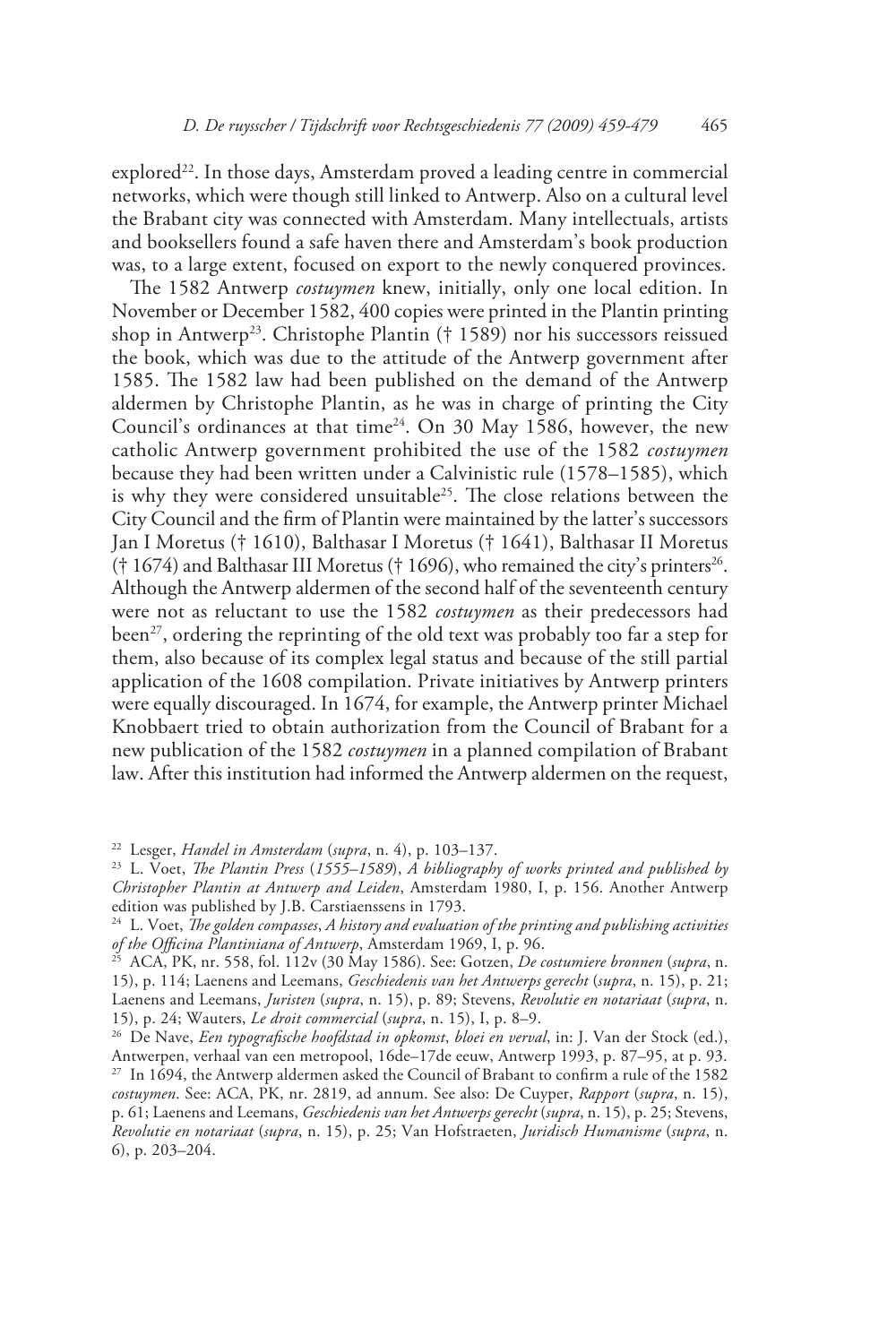explored[22]. In those days, Amsterdam proved a leading centre in commercial networks, which were though still linked to Antwerp. Also on a cultural level the Brabant city was connected with Amsterdam. Many intellectuals, artists and booksellers found a safe haven there and Amsterdam's book production was, to a large extent, focused on export to the newly conquered provinces.

The 1582 Antwerp *costuymen* knew, initially, only one local edition. In November or December 1582, 400 copies were printed in the Plantin printing shop in Antwerp[23]. Christophe Plantin († 1589) nor his successors reissued the book, which was due to the attitude of the Antwerp government after 1585. The 1582 law had been published on the demand of the Antwerp aldermen by Christophe Plantin, as he was in charge of printing the City Council's ordinances at that time[24]. On 30 May 1586, however, the new catholic Antwerp government prohibited the use of the 1582 *costuymen* because they had been written under a Calvinistic rule (1578–1585), which is why they were considered unsuitable[25]. The close relations between the City Council and the firm of Plantin were maintained by the latter's successors Jan I Moretus († 1610), Balthasar I Moretus († 1641), Balthasar II Moretus († 1674) and Balthasar III Moretus († 1696), who remained the city's printers[26]. Although the Antwerp aldermen of the second half of the seventeenth century were not as reluctant to use the 1582 *costuymen* as their predecessors had been[27], ordering the reprinting of the old text was probably too far a step for them, also because of its complex legal status and because of the still partial application of the 1608 compilation. Private initiatives by Antwerp printers were equally discouraged. In 1674, for example, the Antwerp printer Michael Knobbaert tried to obtain authorization from the Council of Brabant for a new publication of the 1582 *costuymen* in a planned compilation of Brabant law. After this institution had informed the Antwerp aldermen on the request,

---

[22] Lesger, *Handel in Amsterdam* (*supra*, n. 4), p. 103–137.

[23] L. Voet, *The Plantin Press* (*1555–1589*), *A bibliography of works printed and published by Christopher Plantin at Antwerp and Leiden*, Amsterdam 1980, I, p. 156. Another Antwerp edition was published by J.B. Carstiaenssens in 1793.

[24] L. Voet, *The golden compasses*, *A history and evaluation of the printing and publishing activities of the Officina Plantiniana of Antwerp*, Amsterdam 1969, I, p. 96.

[25] ACA, PK, nr. 558, fol. 112v (30 May 1586). See: Gotzen, *De costumiere bronnen* (*supra*, n. 15), p. 114; Laenens and Leemans, *Geschiedenis van het Antwerps gerecht* (*supra*, n. 15), p. 21; Laenens and Leemans, *Juristen* (*supra*, n. 15), p. 89; Stevens, *Revolutie en notariaat* (*supra*, n. 15), p. 24; Wauters, *Le droit commercial* (*supra*, n. 15), I, p. 8–9.

[26] De Nave, *Een typografische hoofdstad in opkomst*, *bloei en verval*, in: J. Van der Stock (ed.), Antwerpen, verhaal van een metropool, 16de–17de eeuw, Antwerp 1993, p. 87–95, at p. 93.

[27] In 1694, the Antwerp aldermen asked the Council of Brabant to confirm a rule of the 1582 *costuymen*. See: ACA, PK, nr. 2819, ad annum. See also: De Cuyper, *Rapport* (*supra*, n. 15), p. 61; Laenens and Leemans, *Geschiedenis van het Antwerps gerecht* (*supra*, n. 15), p. 25; Stevens, *Revolutie en notariaat* (*supra*, n. 15), p. 25; Van Hofstraeten, *Juridisch Humanisme* (*supra*, n. 6), p. 203–204.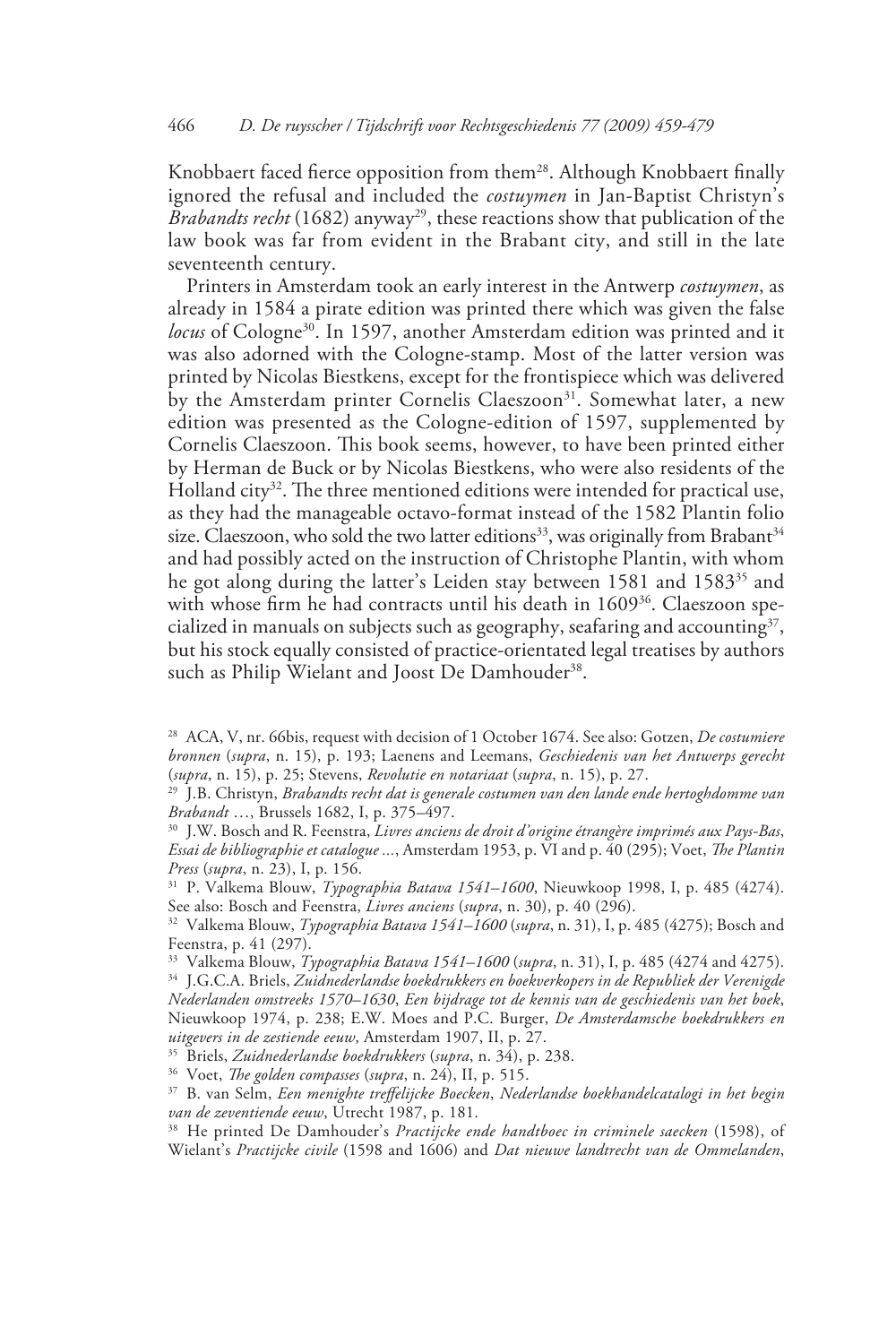Knobbaert faced fierce opposition from them[28]. Although Knobbaert finally ignored the refusal and included the *costuymen* in Jan-Baptist Christyn's *Brabandts recht* (1682) anyway[29], these reactions show that publication of the law book was far from evident in the Brabant city, and still in the late seventeenth century.

Printers in Amsterdam took an early interest in the Antwerp *costuymen*, as already in 1584 a pirate edition was printed there which was given the false *locus* of Cologne[30]. In 1597, another Amsterdam edition was printed and it was also adorned with the Cologne-stamp. Most of the latter version was printed by Nicolas Biestkens, except for the frontispiece which was delivered by the Amsterdam printer Cornelis Claeszoon[31]. Somewhat later, a new edition was presented as the Cologne-edition of 1597, supplemented by Cornelis Claeszoon. This book seems, however, to have been printed either by Herman de Buck or by Nicolas Biestkens, who were also residents of the Holland city[32]. The three mentioned editions were intended for practical use, as they had the manageable octavo-format instead of the 1582 Plantin folio size. Claeszoon, who sold the two latter editions[33], was originally from Brabant[34] and had possibly acted on the instruction of Christophe Plantin, with whom he got along during the latter's Leiden stay between 1581 and 1583[35] and with whose firm he had contracts until his death in 1609[36]. Claeszoon specialized in manuals on subjects such as geography, seafaring and accounting[37], but his stock equally consisted of practice-orientated legal treatises by authors such as Philip Wielant and Joost De Damhouder[38].

---

[28] ACA, V, nr. 66bis, request with decision of 1 October 1674. See also: Gotzen, *De costumiere bronnen* (*supra*, n. 15), p. 193; Laenens and Leemans, *Geschiedenis van het Antwerps gerecht* (*supra*, n. 15), p. 25; Stevens, *Revolutie en notariaat* (*supra*, n. 15), p. 27.

[29] J.B. Christyn, *Brabandts recht dat is generale costumen van den lande ende hertoghdomme van Brabandt* …, Brussels 1682, I, p. 375–497.

[30] J.W. Bosch and R. Feenstra, *Livres anciens de droit d'origine étrangère imprimés aux Pays-Bas, Essai de bibliographie et catalogue …*, Amsterdam 1953, p. VI and p. 40 (295); Voet, *The Plantin Press* (*supra*, n. 23), I, p. 156.

[31] P. Valkema Blouw, *Typographia Batava 1541–1600*, Nieuwkoop 1998, I, p. 485 (4274). See also: Bosch and Feenstra, *Livres anciens* (*supra*, n. 30), p. 40 (296).

[32] Valkema Blouw, *Typographia Batava 1541–1600* (*supra*, n. 31), I, p. 485 (4275); Bosch and Feenstra, p. 41 (297).

[33] Valkema Blouw, *Typographia Batava 1541–1600* (*supra*, n. 31), I, p. 485 (4274 and 4275).

[34] J.G.C.A. Briels, *Zuidnederlandse boekdrukkers en boekverkopers in de Republiek der Verenigde Nederlanden omstreeks 1570–1630, Een bijdrage tot de kennis van de geschiedenis van het boek*, Nieuwkoop 1974, p. 238; E.W. Moes and P.C. Burger, *De Amsterdamsche boekdrukkers en uitgevers in de zestiende eeuw*, Amsterdam 1907, II, p. 27.

[35] Briels, *Zuidnederlandse boekdrukkers* (*supra*, n. 34), p. 238.

[36] Voet, *The golden compasses* (*supra*, n. 24), II, p. 515.

[37] B. van Selm, *Een menighte treffelijcke Boecken, Nederlandse boekhandelcatalogi in het begin van de zeventiende eeuw*, Utrecht 1987, p. 181.

[38] He printed De Damhouder's *Practijcke ende handtboec in criminele saecken* (1598), of Wielant's *Practijcke civile* (1598 and 1606) and *Dat nieuwe landtrecht van de Ommelanden*,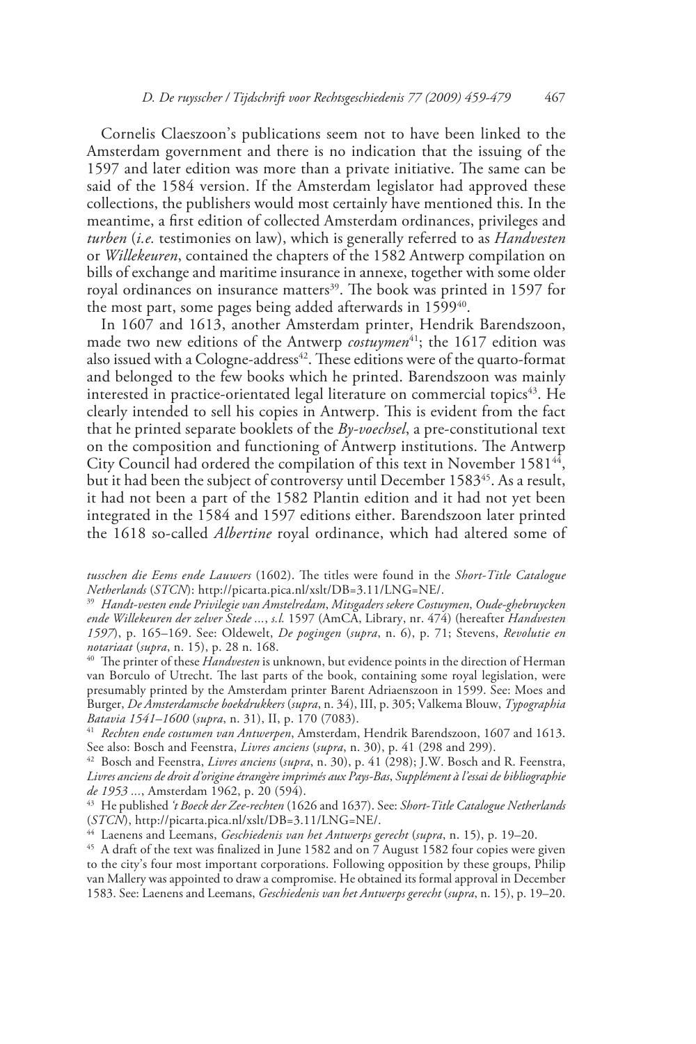Cornelis Claeszoon's publications seem not to have been linked to the Amsterdam government and there is no indication that the issuing of the 1597 and later edition was more than a private initiative. The same can be said of the 1584 version. If the Amsterdam legislator had approved these collections, the publishers would most certainly have mentioned this. In the meantime, a first edition of collected Amsterdam ordinances, privileges and *turben* (*i.e.* testimonies on law), which is generally referred to as *Handvesten* or *Willekeuren*, contained the chapters of the 1582 Antwerp compilation on bills of exchange and maritime insurance in annexe, together with some older royal ordinances on insurance matters[39]. The book was printed in 1597 for the most part, some pages being added afterwards in 1599[40].

In 1607 and 1613, another Amsterdam printer, Hendrik Barendszoon, made two new editions of the Antwerp *costuymen*[41]; the 1617 edition was also issued with a Cologne-address[42]. These editions were of the quarto-format and belonged to the few books which he printed. Barendszoon was mainly interested in practice-orientated legal literature on commercial topics[43]. He clearly intended to sell his copies in Antwerp. This is evident from the fact that he printed separate booklets of the *By-voechsel*, a pre-constitutional text on the composition and functioning of Antwerp institutions. The Antwerp City Council had ordered the compilation of this text in November 1581[44], but it had been the subject of controversy until December 1583[45]. As a result, it had not been a part of the 1582 Plantin edition and it had not yet been integrated in the 1584 and 1597 editions either. Barendszoon later printed the 1618 so-called *Albertine* royal ordinance, which had altered some of

*tusschen die Eems ende Lauwers* (1602). The titles were found in the *Short-Title Catalogue Netherlands* (*STCN*): http://picarta.pica.nl/xslt/DB=3.11/LNG=NE/.

[39] *Handt-vesten ende Privilegie van Amstelredam*, *Mitsgaders sekere Costuymen*, *Oude-ghebruycken ende Willekeuren der zelver Stede …*, *s.l.* 1597 (AmCA, Library, nr. 474) (hereafter *Handvesten 1597*), p. 165–169. See: Oldewelt, *De pogingen* (*supra*, n. 6), p. 71; Stevens, *Revolutie en notariaat* (*supra*, n. 15), p. 28 n. 168.

[40] The printer of these *Handvesten* is unknown, but evidence points in the direction of Herman van Borculo of Utrecht. The last parts of the book, containing some royal legislation, were presumably printed by the Amsterdam printer Barent Adriaenszoon in 1599. See: Moes and Burger, *De Amsterdamsche boekdrukkers* (*supra*, n. 34), III, p. 305; Valkema Blouw, *Typographia Batavia 1541–1600* (*supra*, n. 31), II, p. 170 (7083).

[41] *Rechten ende costumen van Antwerpen*, Amsterdam, Hendrik Barendszoon, 1607 and 1613. See also: Bosch and Feenstra, *Livres anciens* (*supra*, n. 30), p. 41 (298 and 299).

[42] Bosch and Feenstra, *Livres anciens* (*supra*, n. 30), p. 41 (298); J.W. Bosch and R. Feenstra, *Livres anciens de droit d'origine étrangère imprimés aux Pays-Bas*, *Supplément à l'essai de bibliographie de 1953 …*, Amsterdam 1962, p. 20 (594).

[43] He published *'t Boeck der Zee-rechten* (1626 and 1637). See: *Short-Title Catalogue Netherlands* (*STCN*), http://picarta.pica.nl/xslt/DB=3.11/LNG=NE/.

[44] Laenens and Leemans, *Geschiedenis van het Antwerps gerecht* (*supra*, n. 15), p. 19–20.

[45] A draft of the text was finalized in June 1582 and on 7 August 1582 four copies were given to the city's four most important corporations. Following opposition by these groups, Philip van Mallery was appointed to draw a compromise. He obtained its formal approval in December 1583. See: Laenens and Leemans, *Geschiedenis van het Antwerps gerecht* (*supra*, n. 15), p. 19–20.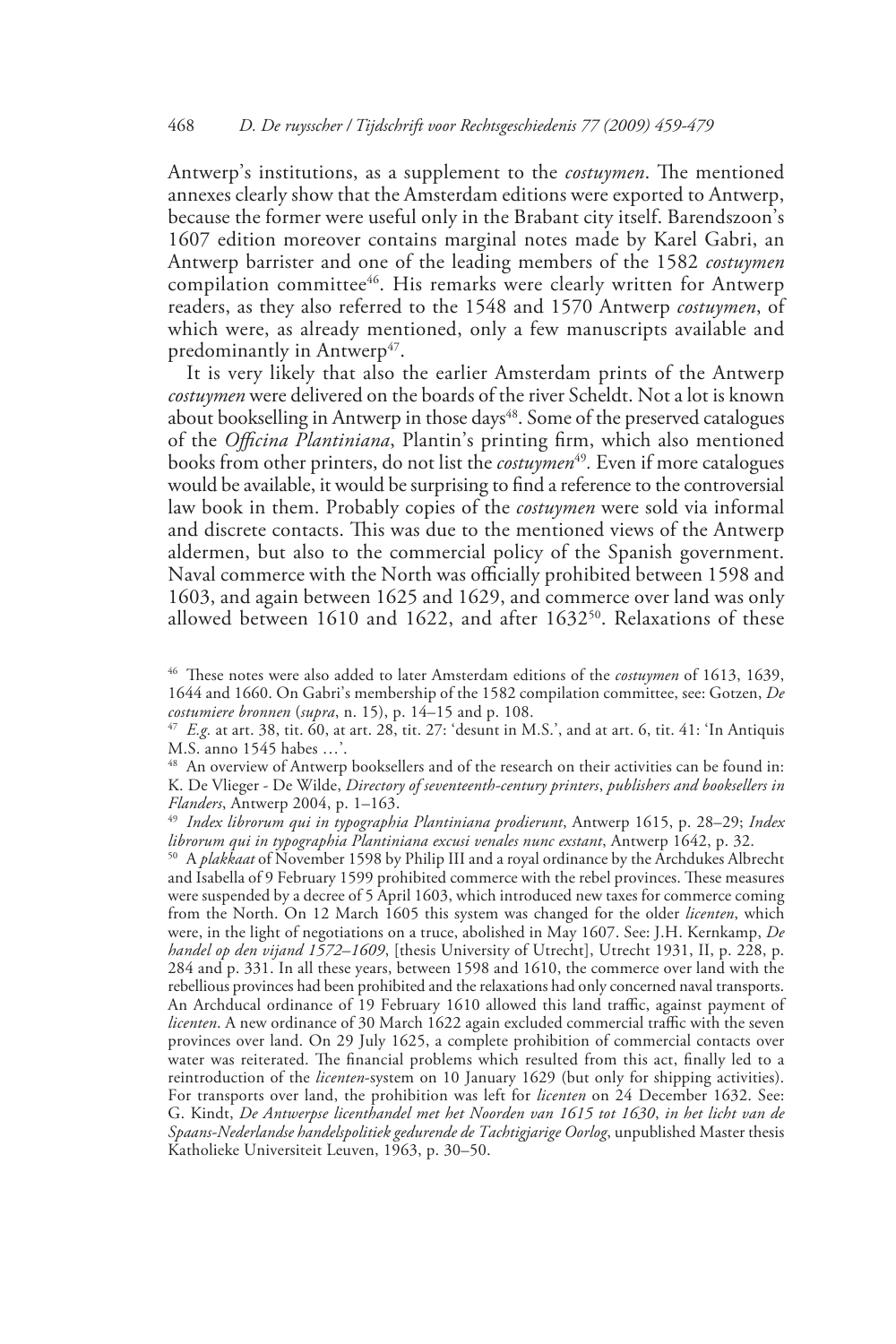Antwerp's institutions, as a supplement to the *costuymen*. The mentioned annexes clearly show that the Amsterdam editions were exported to Antwerp, because the former were useful only in the Brabant city itself. Barendszoon's 1607 edition moreover contains marginal notes made by Karel Gabri, an Antwerp barrister and one of the leading members of the 1582 *costuymen* compilation committee[46]. His remarks were clearly written for Antwerp readers, as they also referred to the 1548 and 1570 Antwerp *costuymen*, of which were, as already mentioned, only a few manuscripts available and predominantly in Antwerp[47].

It is very likely that also the earlier Amsterdam prints of the Antwerp *costuymen* were delivered on the boards of the river Scheldt. Not a lot is known about bookselling in Antwerp in those days[48]. Some of the preserved catalogues of the *Officina Plantiniana*, Plantin's printing firm, which also mentioned books from other printers, do not list the *costuymen*[49]. Even if more catalogues would be available, it would be surprising to find a reference to the controversial law book in them. Probably copies of the *costuymen* were sold via informal and discrete contacts. This was due to the mentioned views of the Antwerp aldermen, but also to the commercial policy of the Spanish government. Naval commerce with the North was officially prohibited between 1598 and 1603, and again between 1625 and 1629, and commerce over land was only allowed between 1610 and 1622, and after 1632[50]. Relaxations of these

[46] These notes were also added to later Amsterdam editions of the *costuymen* of 1613, 1639, 1644 and 1660. On Gabri's membership of the 1582 compilation committee, see: Gotzen, *De costumiere bronnen* (*supra*, n. 15), p. 14–15 and p. 108.

[47] *E.g.* at art. 38, tit. 60, at art. 28, tit. 27: 'desunt in M.S.', and at art. 6, tit. 41: 'In Antiquis M.S. anno 1545 habes …'.

[48] An overview of Antwerp booksellers and of the research on their activities can be found in: K. De Vlieger - De Wilde, *Directory of seventeenth-century printers, publishers and booksellers in Flanders*, Antwerp 2004, p. 1–163.

[49] *Index librorum qui in typographia Plantiniana prodierunt*, Antwerp 1615, p. 28–29; *Index librorum qui in typographia Plantiniana excusi venales nunc exstant*, Antwerp 1642, p. 32.

[50] A *plakkaat* of November 1598 by Philip III and a royal ordinance by the Archdukes Albrecht and Isabella of 9 February 1599 prohibited commerce with the rebel provinces. These measures were suspended by a decree of 5 April 1603, which introduced new taxes for commerce coming from the North. On 12 March 1605 this system was changed for the older *licenten*, which were, in the light of negotiations on a truce, abolished in May 1607. See: J.H. Kernkamp, *De handel op den vijand 1572–1609*, [thesis University of Utrecht], Utrecht 1931, II, p. 228, p. 284 and p. 331. In all these years, between 1598 and 1610, the commerce over land with the rebellious provinces had been prohibited and the relaxations had only concerned naval transports. An Archducal ordinance of 19 February 1610 allowed this land traffic, against payment of *licenten*. A new ordinance of 30 March 1622 again excluded commercial traffic with the seven provinces over land. On 29 July 1625, a complete prohibition of commercial contacts over water was reiterated. The financial problems which resulted from this act, finally led to a reintroduction of the *licenten*-system on 10 January 1629 (but only for shipping activities). For transports over land, the prohibition was left for *licenten* on 24 December 1632. See: G. Kindt, *De Antwerpse licenthandel met het Noorden van 1615 tot 1630, in het licht van de Spaans-Nederlandse handelspolitiek gedurende de Tachtigjarige Oorlog*, unpublished Master thesis Katholieke Universiteit Leuven, 1963, p. 30–50.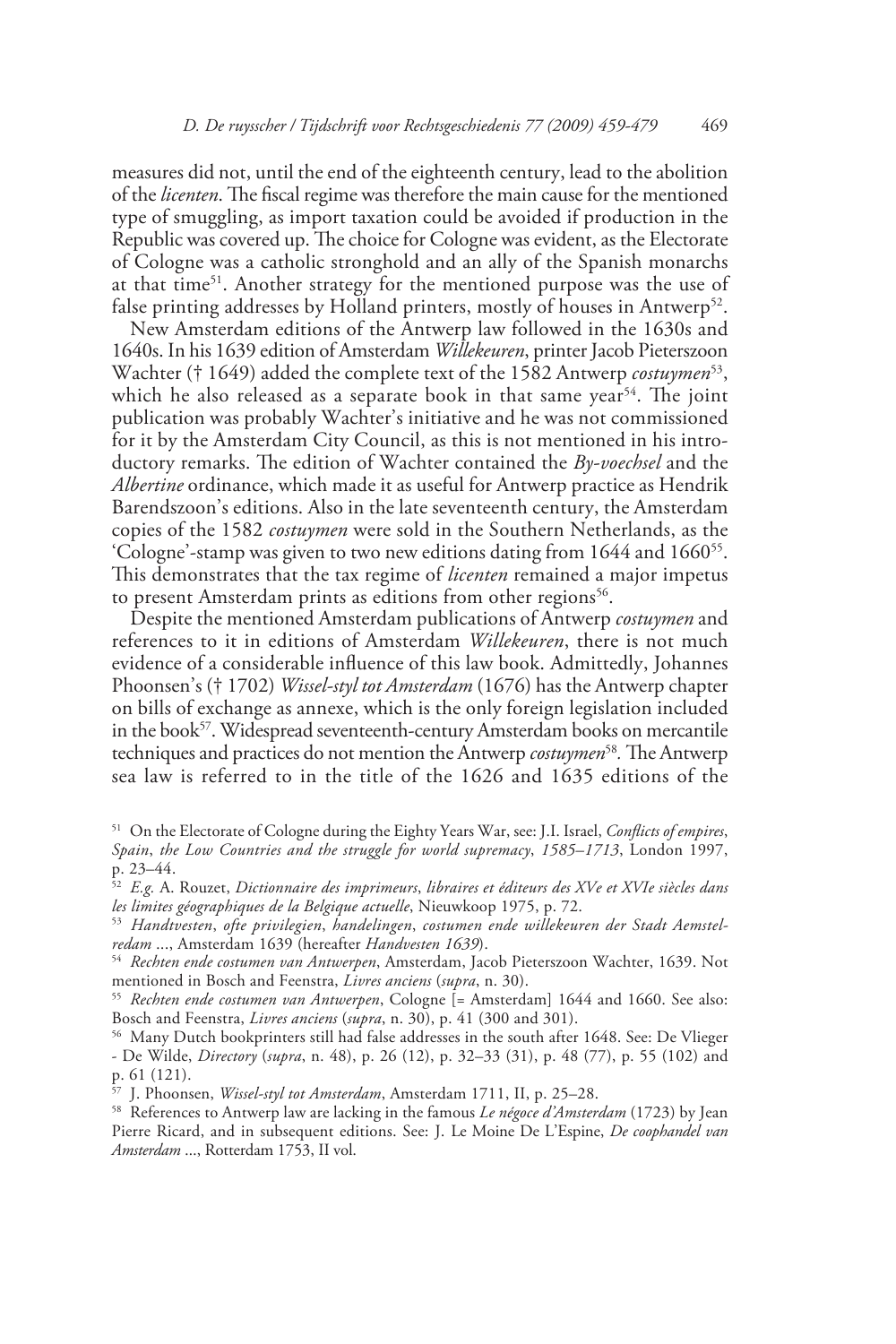measures did not, until the end of the eighteenth century, lead to the abolition of the *licenten*. The fiscal regime was therefore the main cause for the mentioned type of smuggling, as import taxation could be avoided if production in the Republic was covered up. The choice for Cologne was evident, as the Electorate of Cologne was a catholic stronghold and an ally of the Spanish monarchs at that time[51]. Another strategy for the mentioned purpose was the use of false printing addresses by Holland printers, mostly of houses in Antwerp[52].

New Amsterdam editions of the Antwerp law followed in the 1630s and 1640s. In his 1639 edition of Amsterdam *Willekeuren*, printer Jacob Pieterszoon Wachter († 1649) added the complete text of the 1582 Antwerp *costuymen*[53], which he also released as a separate book in that same year[54]. The joint publication was probably Wachter's initiative and he was not commissioned for it by the Amsterdam City Council, as this is not mentioned in his introductory remarks. The edition of Wachter contained the *By-voechsel* and the *Albertine* ordinance, which made it as useful for Antwerp practice as Hendrik Barendszoon's editions. Also in the late seventeenth century, the Amsterdam copies of the 1582 *costuymen* were sold in the Southern Netherlands, as the 'Cologne'-stamp was given to two new editions dating from 1644 and 1660[55]. This demonstrates that the tax regime of *licenten* remained a major impetus to present Amsterdam prints as editions from other regions[56].

Despite the mentioned Amsterdam publications of Antwerp *costuymen* and references to it in editions of Amsterdam *Willekeuren*, there is not much evidence of a considerable influence of this law book. Admittedly, Johannes Phoonsen's († 1702) *Wissel-styl tot Amsterdam* (1676) has the Antwerp chapter on bills of exchange as annexe, which is the only foreign legislation included in the book[57]. Widespread seventeenth-century Amsterdam books on mercantile techniques and practices do not mention the Antwerp *costuymen*[58]. The Antwerp sea law is referred to in the title of the 1626 and 1635 editions of the

---

[51] On the Electorate of Cologne during the Eighty Years War, see: J.I. Israel, *Conflicts of empires*, *Spain*, *the Low Countries and the struggle for world supremacy*, *1585–1713*, London 1997, p. 23–44.

[52] *E.g.* A. Rouzet, *Dictionnaire des imprimeurs*, *libraires et éditeurs des XVe et XVIe siècles dans les limites géographiques de la Belgique actuelle*, Nieuwkoop 1975, p. 72.

[53] *Handtvesten*, *ofte privilegien*, *handelingen*, *costumen ende willekeuren der Stadt Aemstelredam* ..., Amsterdam 1639 (hereafter *Handvesten 1639*).

[54] *Rechten ende costumen van Antwerpen*, Amsterdam, Jacob Pieterszoon Wachter, 1639. Not mentioned in Bosch and Feenstra, *Livres anciens* (*supra*, n. 30).

[55] *Rechten ende costumen van Antwerpen*, Cologne [= Amsterdam] 1644 and 1660. See also: Bosch and Feenstra, *Livres anciens* (*supra*, n. 30), p. 41 (300 and 301).

[56] Many Dutch bookprinters still had false addresses in the south after 1648. See: De Vlieger - De Wilde, *Directory* (*supra*, n. 48), p. 26 (12), p. 32–33 (31), p. 48 (77), p. 55 (102) and p. 61 (121).

[57] J. Phoonsen, *Wissel-styl tot Amsterdam*, Amsterdam 1711, II, p. 25–28.

[58] References to Antwerp law are lacking in the famous *Le négoce d'Amsterdam* (1723) by Jean Pierre Ricard, and in subsequent editions. See: J. Le Moine De L'Espine, *De coophandel van Amsterdam* ..., Rotterdam 1753, II vol.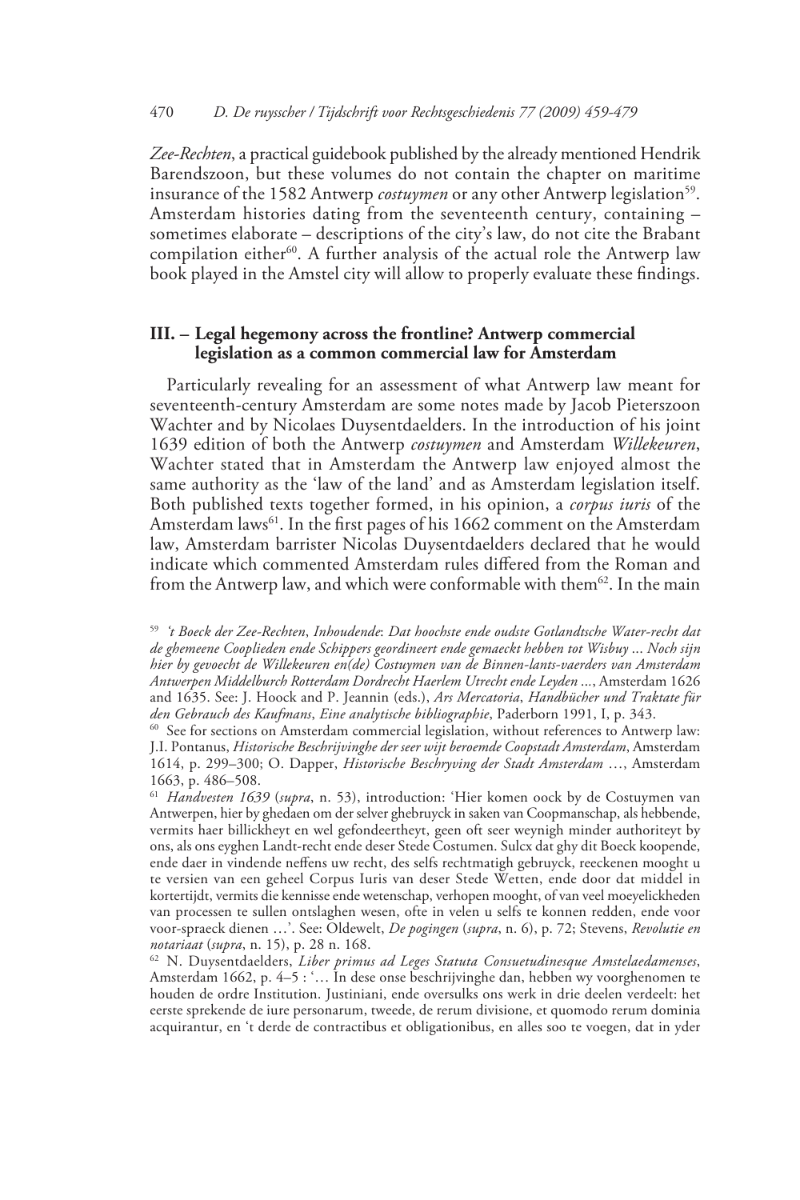*Zee-Rechten*, a practical guidebook published by the already mentioned Hendrik Barendszoon, but these volumes do not contain the chapter on maritime insurance of the 1582 Antwerp *costuymen* or any other Antwerp legislation[59]. Amsterdam histories dating from the seventeenth century, containing – sometimes elaborate – descriptions of the city's law, do not cite the Brabant compilation either[60]. A further analysis of the actual role the Antwerp law book played in the Amstel city will allow to properly evaluate these findings.

## III. – Legal hegemony across the frontline? Antwerp commercial legislation as a common commercial law for Amsterdam

Particularly revealing for an assessment of what Antwerp law meant for seventeenth-century Amsterdam are some notes made by Jacob Pieterszoon Wachter and by Nicolaes Duysentdaelders. In the introduction of his joint 1639 edition of both the Antwerp *costuymen* and Amsterdam *Willekeuren*, Wachter stated that in Amsterdam the Antwerp law enjoyed almost the same authority as the 'law of the land' and as Amsterdam legislation itself. Both published texts together formed, in his opinion, a *corpus iuris* of the Amsterdam laws[61]. In the first pages of his 1662 comment on the Amsterdam law, Amsterdam barrister Nicolas Duysentdaelders declared that he would indicate which commented Amsterdam rules differed from the Roman and from the Antwerp law, and which were conformable with them[62]. In the main

---

[59] *'t Boeck der Zee-Rechten*, *Inhoudende*: *Dat hoochste ende oudste Gotlandtsche Water-recht dat de ghemeene Cooplieden ende Schippers geordineert ende gemaeckt hebben tot Wisbuy ... Noch sijn hier by gevoecht de Willekeuren en(de) Costuymen van de Binnen-lants-vaerders van Amsterdam Antwerpen Middelburch Rotterdam Dordrecht Haerlem Utrecht ende Leyden ...*, Amsterdam 1626 and 1635. See: J. Hoock and P. Jeannin (eds.), *Ars Mercatoria*, *Handbücher und Traktate für den Gebrauch des Kaufmans*, *Eine analytische bibliographie*, Paderborn 1991, I, p. 343.

[60] See for sections on Amsterdam commercial legislation, without references to Antwerp law: J.I. Pontanus, *Historische Beschrijvinghe der seer wijt beroemde Coopstadt Amsterdam*, Amsterdam 1614, p. 299–300; O. Dapper, *Historische Beschryving der Stadt Amsterdam* …, Amsterdam 1663, p. 486–508.

[61] *Handvesten 1639* (*supra*, n. 53), introduction: 'Hier komen oock by de Costuymen van Antwerpen, hier by ghedaen om der selver ghebruyck in saken van Coopmanschap, als hebbende, vermits haer billickheyt en wel gefondeertheyt, geen oft seer weynigh minder authoriteyt by ons, als ons eyghen Landt-recht ende deser Stede Costumen. Sulcx dat ghy dit Boeck koopende, ende daer in vindende neffens uw recht, des selfs rechtmatigh gebruyck, reeckenen mooght u te versien van een geheel Corpus Iuris van deser Stede Wetten, ende door dat middel in kortertijdt, vermits die kennisse ende wetenschap, verhopen mooght, of van veel moeyelickheden van processen te sullen ontslaghen wesen, ofte in velen u selfs te konnen redden, ende voor voor-spraeck dienen …'. See: Oldewelt, *De pogingen* (*supra*, n. 6), p. 72; Stevens, *Revolutie en notariaat* (*supra*, n. 15), p. 28 n. 168.

[62] N. Duysentdaelders, *Liber primus ad Leges Statuta Consuetudinesque Amstelaedamenses*, Amsterdam 1662, p. 4–5 : '… In dese onse beschrijvinghe dan, hebben wy voorghenomen te houden de ordre Institution. Justiniani, ende oversulcks ons werk in drie deelen verdeelt: het eerste sprekende de iure personarum, tweede, de rerum divisione, et quomodo rerum dominia acquirantur, en 't derde de contractibus et obligationibus, en alles soo te voegen, dat in yder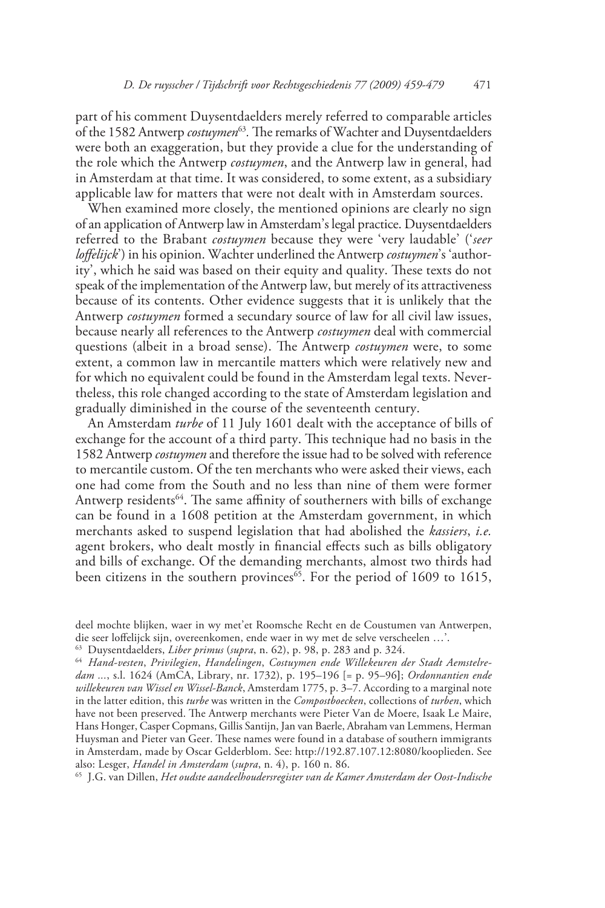part of his comment Duysentdaelders merely referred to comparable articles of the 1582 Antwerp *costuymen*[63]. The remarks of Wachter and Duysentdaelders were both an exaggeration, but they provide a clue for the understanding of the role which the Antwerp *costuymen*, and the Antwerp law in general, had in Amsterdam at that time. It was considered, to some extent, as a subsidiary applicable law for matters that were not dealt with in Amsterdam sources.

When examined more closely, the mentioned opinions are clearly no sign of an application of Antwerp law in Amsterdam's legal practice. Duysentdaelders referred to the Brabant *costuymen* because they were 'very laudable' ('*seer loffelijck*') in his opinion. Wachter underlined the Antwerp *costuymen*'s 'authority', which he said was based on their equity and quality. These texts do not speak of the implementation of the Antwerp law, but merely of its attractiveness because of its contents. Other evidence suggests that it is unlikely that the Antwerp *costuymen* formed a secundary source of law for all civil law issues, because nearly all references to the Antwerp *costuymen* deal with commercial questions (albeit in a broad sense). The Antwerp *costuymen* were, to some extent, a common law in mercantile matters which were relatively new and for which no equivalent could be found in the Amsterdam legal texts. Nevertheless, this role changed according to the state of Amsterdam legislation and gradually diminished in the course of the seventeenth century.

An Amsterdam *turbe* of 11 July 1601 dealt with the acceptance of bills of exchange for the account of a third party. This technique had no basis in the 1582 Antwerp *costuymen* and therefore the issue had to be solved with reference to mercantile custom. Of the ten merchants who were asked their views, each one had come from the South and no less than nine of them were former Antwerp residents[64]. The same affinity of southerners with bills of exchange can be found in a 1608 petition at the Amsterdam government, in which merchants asked to suspend legislation that had abolished the *kassiers*, *i.e.* agent brokers, who dealt mostly in financial effects such as bills obligatory and bills of exchange. Of the demanding merchants, almost two thirds had been citizens in the southern provinces[65]. For the period of 1609 to 1615,

---

deel mochte blijken, waer in wy met'et Roomsche Recht en de Coustumen van Antwerpen, die seer loffelijck sijn, overeenkomen, ende waer in wy met de selve verscheelen …'.

[63] Duysentdaelders, *Liber primus* (*supra*, n. 62), p. 98, p. 283 and p. 324.

[64] *Hand-vesten*, *Privilegien*, *Handelingen*, *Costuymen ende Willekeuren der Stadt Aemstelredam* ..., s.l. 1624 (AmCA, Library, nr. 1732), p. 195–196 [= p. 95–96]; *Ordonnantien ende willekeuren van Wissel en Wissel-Banck*, Amsterdam 1775, p. 3–7. According to a marginal note in the latter edition, this *turbe* was written in the *Compostboecken*, collections of *turben*, which have not been preserved. The Antwerp merchants were Pieter Van de Moere, Isaak Le Maire, Hans Honger, Casper Copmans, Gillis Santijn, Jan van Baerle, Abraham van Lemmens, Herman Huysman and Pieter van Geer. These names were found in a database of southern immigrants in Amsterdam, made by Oscar Gelderblom. See: http://192.87.107.12:8080/kooplieden. See also: Lesger, *Handel in Amsterdam* (*supra*, n. 4), p. 160 n. 86.

[65] J.G. van Dillen, *Het oudste aandeelhoudersregister van de Kamer Amsterdam der Oost-Indische*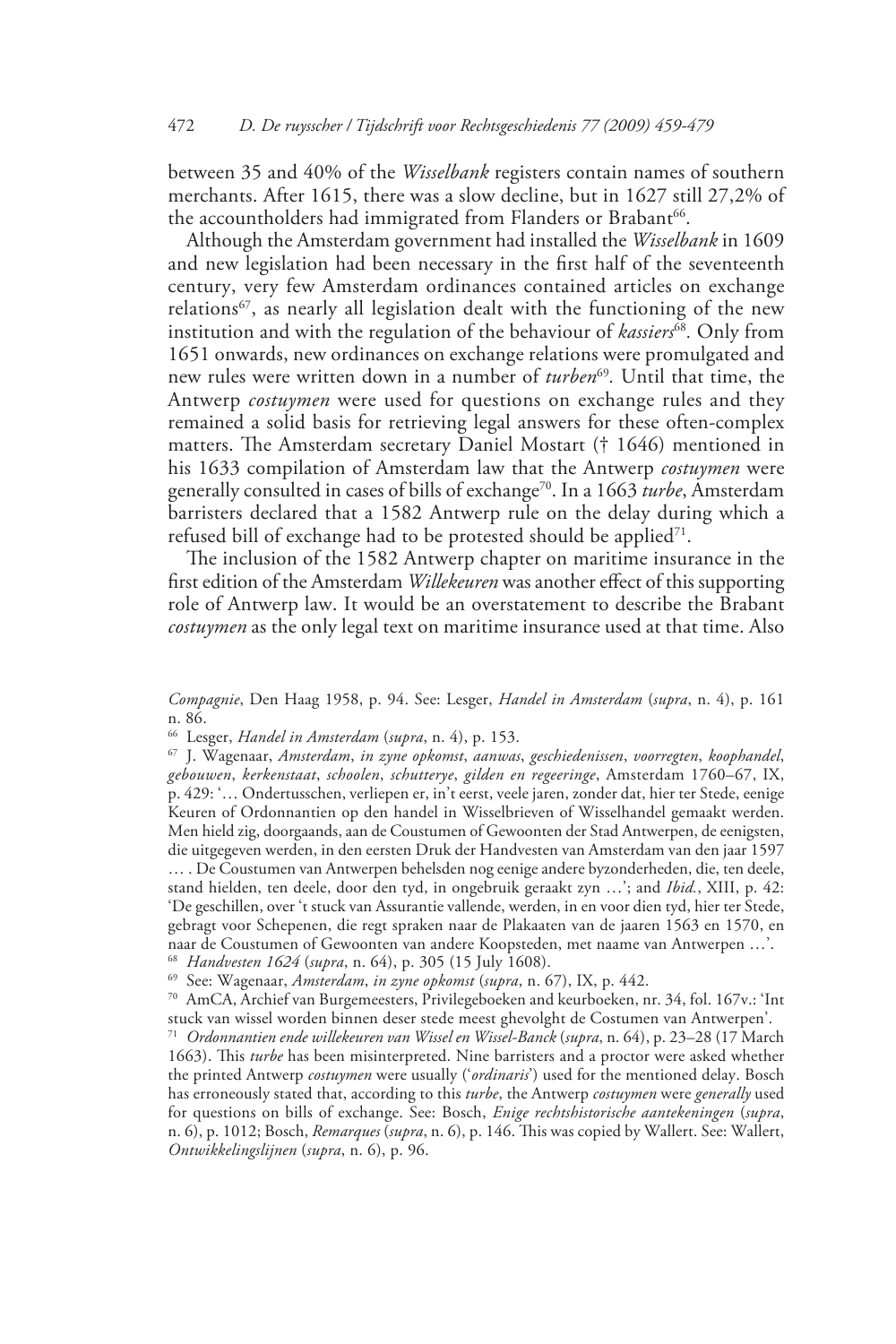between 35 and 40% of the *Wisselbank* registers contain names of southern merchants. After 1615, there was a slow decline, but in 1627 still 27,2% of the accountholders had immigrated from Flanders or Brabant[66].

Although the Amsterdam government had installed the *Wisselbank* in 1609 and new legislation had been necessary in the first half of the seventeenth century, very few Amsterdam ordinances contained articles on exchange relations[67], as nearly all legislation dealt with the functioning of the new institution and with the regulation of the behaviour of *kassiers*[68]. Only from 1651 onwards, new ordinances on exchange relations were promulgated and new rules were written down in a number of *turben*[69]. Until that time, the Antwerp *costuymen* were used for questions on exchange rules and they remained a solid basis for retrieving legal answers for these often-complex matters. The Amsterdam secretary Daniel Mostart († 1646) mentioned in his 1633 compilation of Amsterdam law that the Antwerp *costuymen* were generally consulted in cases of bills of exchange[70]. In a 1663 *turbe*, Amsterdam barristers declared that a 1582 Antwerp rule on the delay during which a refused bill of exchange had to be protested should be applied[71].

The inclusion of the 1582 Antwerp chapter on maritime insurance in the first edition of the Amsterdam *Willekeuren* was another effect of this supporting role of Antwerp law. It would be an overstatement to describe the Brabant *costuymen* as the only legal text on maritime insurance used at that time. Also

*Compagnie*, Den Haag 1958, p. 94. See: Lesger, *Handel in Amsterdam* (*supra*, n. 4), p. 161 n. 86.

[66] Lesger, *Handel in Amsterdam* (*supra*, n. 4), p. 153.

[67] J. Wagenaar, *Amsterdam*, *in zyne opkomst*, *aanwas*, *geschiedenissen*, *voorregten*, *koophandel*, *gebouwen*, *kerkenstaat*, *schoolen*, *schutterye*, *gilden en regeeringe*, Amsterdam 1760–67, IX, p. 429: '… Ondertusschen, verliepen er, in't eerst, veele jaren, zonder dat, hier ter Stede, eenige Keuren of Ordonnantien op den handel in Wisselbrieven of Wisselhandel gemaakt werden. Men hield zig, doorgaands, aan de Coustumen of Gewoonten der Stad Antwerpen, de eenigsten, die uitgegeven werden, in den eersten Druk der Handvesten van Amsterdam van den jaar 1597 … . De Coustumen van Antwerpen behelsden nog eenige andere byzonderheden, die, ten deele, stand hielden, ten deele, door den tyd, in ongebruik geraakt zyn …'; and *Ibid.*, XIII, p. 42: 'De geschillen, over 't stuck van Assurantie vallende, werden, in en voor dien tyd, hier ter Stede, gebragt voor Schepenen, die regt spraken naar de Plakaaten van de jaaren 1563 en 1570, en naar de Coustumen of Gewoonten van andere Koopsteden, met naame van Antwerpen …'.

[68] *Handvesten 1624* (*supra*, n. 64), p. 305 (15 July 1608).

[69] See: Wagenaar, *Amsterdam*, *in zyne opkomst* (*supra*, n. 67), IX, p. 442.

[70] AmCA, Archief van Burgemeesters, Privilegeboeken and keurboeken, nr. 34, fol. 167v.: 'Int stuck van wissel worden binnen deser stede meest ghevolght de Costumen van Antwerpen'.

[71] *Ordonnantien ende willekeuren van Wissel en Wissel-Banck* (*supra*, n. 64), p. 23–28 (17 March 1663). This *turbe* has been misinterpreted. Nine barristers and a proctor were asked whether the printed Antwerp *costuymen* were usually ('*ordinaris*') used for the mentioned delay. Bosch has erroneously stated that, according to this *turbe*, the Antwerp *costuymen* were *generally* used for questions on bills of exchange. See: Bosch, *Enige rechtshistorische aantekeningen* (*supra*, n. 6), p. 1012; Bosch, *Remarques* (*supra*, n. 6), p. 146. This was copied by Wallert. See: Wallert, *Ontwikkelingslijnen* (*supra*, n. 6), p. 96.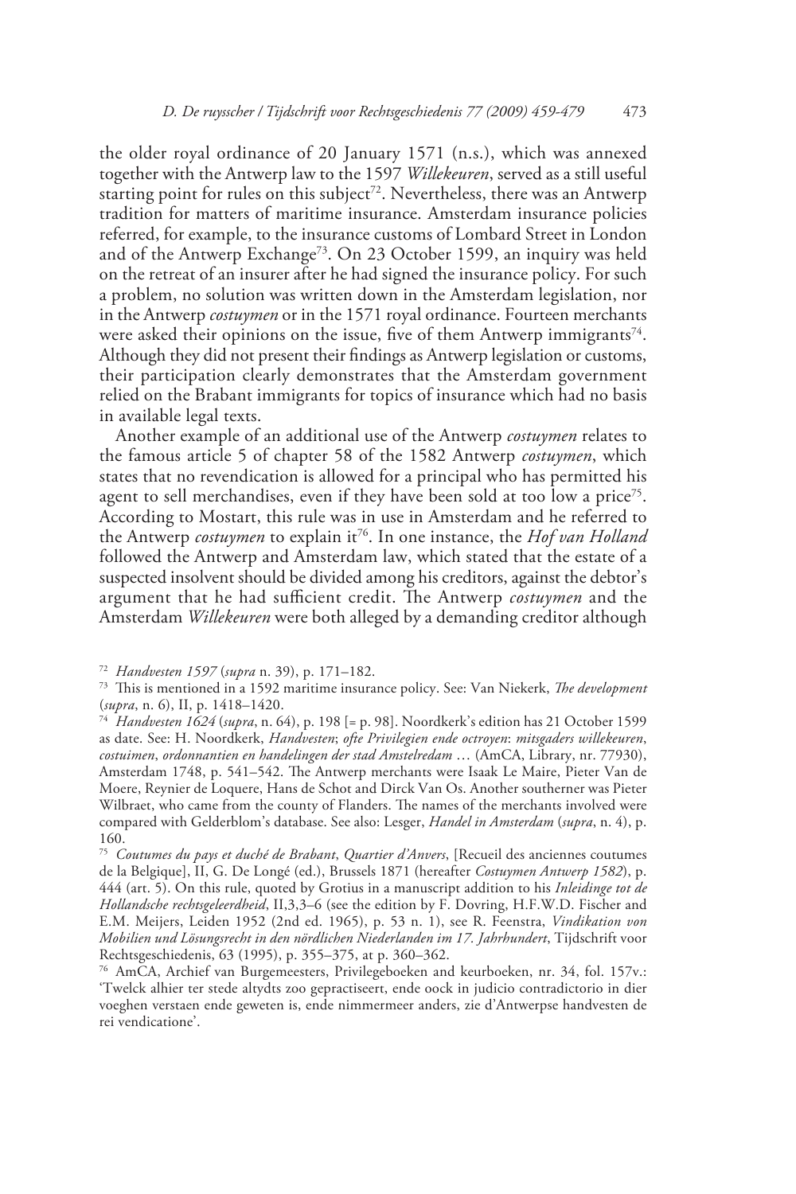the older royal ordinance of 20 January 1571 (n.s.), which was annexed together with the Antwerp law to the 1597 *Willekeuren*, served as a still useful starting point for rules on this subject[72]. Nevertheless, there was an Antwerp tradition for matters of maritime insurance. Amsterdam insurance policies referred, for example, to the insurance customs of Lombard Street in London and of the Antwerp Exchange[73]. On 23 October 1599, an inquiry was held on the retreat of an insurer after he had signed the insurance policy. For such a problem, no solution was written down in the Amsterdam legislation, nor in the Antwerp *costuymen* or in the 1571 royal ordinance. Fourteen merchants were asked their opinions on the issue, five of them Antwerp immigrants[74]. Although they did not present their findings as Antwerp legislation or customs, their participation clearly demonstrates that the Amsterdam government relied on the Brabant immigrants for topics of insurance which had no basis in available legal texts.

Another example of an additional use of the Antwerp *costuymen* relates to the famous article 5 of chapter 58 of the 1582 Antwerp *costuymen*, which states that no revendication is allowed for a principal who has permitted his agent to sell merchandises, even if they have been sold at too low a price[75]. According to Mostart, this rule was in use in Amsterdam and he referred to the Antwerp *costuymen* to explain it[76]. In one instance, the *Hof van Holland* followed the Antwerp and Amsterdam law, which stated that the estate of a suspected insolvent should be divided among his creditors, against the debtor's argument that he had sufficient credit. The Antwerp *costuymen* and the Amsterdam *Willekeuren* were both alleged by a demanding creditor although

---

[72] *Handvesten 1597* (*supra* n. 39), p. 171–182.

[73] This is mentioned in a 1592 maritime insurance policy. See: Van Niekerk, *The development* (*supra*, n. 6), II, p. 1418–1420.

[74] *Handvesten 1624* (*supra*, n. 64), p. 198 [= p. 98]. Noordkerk's edition has 21 October 1599 as date. See: H. Noordkerk, *Handvesten*; *ofte Privilegien ende octroyen*: *mitsgaders willekeuren*, *costuimen*, *ordonnantien en handelingen der stad Amstelredam* … (AmCA, Library, nr. 77930), Amsterdam 1748, p. 541–542. The Antwerp merchants were Isaak Le Maire, Pieter Van de Moere, Reynier de Loquere, Hans de Schot and Dirck Van Os. Another southerner was Pieter Wilbraet, who came from the county of Flanders. The names of the merchants involved were compared with Gelderblom's database. See also: Lesger, *Handel in Amsterdam* (*supra*, n. 4), p. 160.

[75] *Coutumes du pays et duché de Brabant*, *Quartier d'Anvers*, [Recueil des anciennes coutumes de la Belgique], II, G. De Longé (ed.), Brussels 1871 (hereafter *Costuymen Antwerp 1582*), p. 444 (art. 5). On this rule, quoted by Grotius in a manuscript addition to his *Inleidinge tot de Hollandsche rechtsgeleerdheid*, II,3,3–6 (see the edition by F. Dovring, H.F.W.D. Fischer and E.M. Meijers, Leiden 1952 (2nd ed. 1965), p. 53 n. 1), see R. Feenstra, *Vindikation von Mobilien und Lösungsrecht in den nördlichen Niederlanden im 17. Jahrhundert*, Tijdschrift voor Rechtsgeschiedenis, 63 (1995), p. 355–375, at p. 360–362.

[76] AmCA, Archief van Burgemeesters, Privilegeboeken and keurboeken, nr. 34, fol. 157v.: 'Twelck alhier ter stede altydts zoo gepractiseert, ende oock in judicio contradictorio in dier voeghen verstaen ende geweten is, ende nimmermeer anders, zie d'Antwerpse handvesten de rei vendicatione'.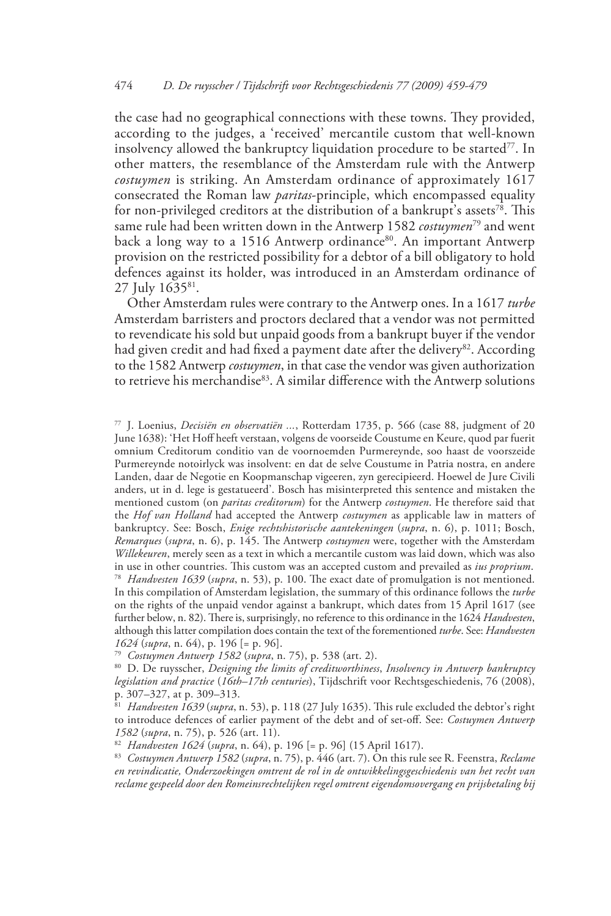the case had no geographical connections with these towns. They provided, according to the judges, a 'received' mercantile custom that well-known insolvency allowed the bankruptcy liquidation procedure to be started[77]. In other matters, the resemblance of the Amsterdam rule with the Antwerp *costuymen* is striking. An Amsterdam ordinance of approximately 1617 consecrated the Roman law *paritas*-principle, which encompassed equality for non-privileged creditors at the distribution of a bankrupt's assets[78]. This same rule had been written down in the Antwerp 1582 *costuymen*[79] and went back a long way to a 1516 Antwerp ordinance[80]. An important Antwerp provision on the restricted possibility for a debtor of a bill obligatory to hold defences against its holder, was introduced in an Amsterdam ordinance of 27 July 1635[81].

Other Amsterdam rules were contrary to the Antwerp ones. In a 1617 *turbe* Amsterdam barristers and proctors declared that a vendor was not permitted to revendicate his sold but unpaid goods from a bankrupt buyer if the vendor had given credit and had fixed a payment date after the delivery[82]. According to the 1582 Antwerp *costuymen*, in that case the vendor was given authorization to retrieve his merchandise[83]. A similar difference with the Antwerp solutions

---

[77] J. Loenius, *Decisiën en observatiën ...*, Rotterdam 1735, p. 566 (case 88, judgment of 20 June 1638): 'Het Hoff heeft verstaan, volgens de voorseide Coustume en Keure, quod par fuerit omnium Creditorum conditio van de voornoemden Purmereynde, soo haast de voorszeide Purmereynde notoirlyck was insolvent: en dat de selve Coustume in Patria nostra, en andere Landen, daar de Negotie en Koopmanschap vigeeren, zyn gerecipieerd. Hoewel de Jure Civili anders, ut in d. lege is gestatueerd'. Bosch has misinterpreted this sentence and mistaken the mentioned custom (on *paritas creditorum*) for the Antwerp *costuymen*. He therefore said that the *Hof van Holland* had accepted the Antwerp *costuymen* as applicable law in matters of bankruptcy. See: Bosch, *Enige rechtshistorische aantekeningen* (*supra*, n. 6), p. 1011; Bosch, *Remarques* (*supra*, n. 6), p. 145. The Antwerp *costuymen* were, together with the Amsterdam *Willekeuren*, merely seen as a text in which a mercantile custom was laid down, which was also in use in other countries. This custom was an accepted custom and prevailed as *ius proprium*.

[78] *Handvesten 1639* (*supra*, n. 53), p. 100. The exact date of promulgation is not mentioned. In this compilation of Amsterdam legislation, the summary of this ordinance follows the *turbe* on the rights of the unpaid vendor against a bankrupt, which dates from 15 April 1617 (see further below, n. 82). There is, surprisingly, no reference to this ordinance in the 1624 *Handvesten*, although this latter compilation does contain the text of the forementioned *turbe*. See: *Handvesten 1624* (*supra*, n. 64), p. 196 [= p. 96].

[79] *Costuymen Antwerp 1582* (*supra*, n. 75), p. 538 (art. 2).

[80] D. De ruysscher, *Designing the limits of creditworthiness*, *Insolvency in Antwerp bankruptcy legislation and practice* (*16th–17th centuries*), Tijdschrift voor Rechtsgeschiedenis, 76 (2008), p. 307–327, at p. 309–313.

[81] *Handvesten 1639* (*supra*, n. 53), p. 118 (27 July 1635). This rule excluded the debtor's right to introduce defences of earlier payment of the debt and of set-off. See: *Costuymen Antwerp 1582* (*supra*, n. 75), p. 526 (art. 11).

[82] *Handvesten 1624* (*supra*, n. 64), p. 196 [= p. 96] (15 April 1617).

[83] *Costuymen Antwerp 1582* (*supra*, n. 75), p. 446 (art. 7). On this rule see R. Feenstra, *Reclame en revindicatie, Onderzoekingen omtrent de rol in de ontwikkelingsgeschiedenis van het recht van reclame gespeeld door den Romeinsrechtelijken regel omtrent eigendomsovergang en prijsbetaling bij*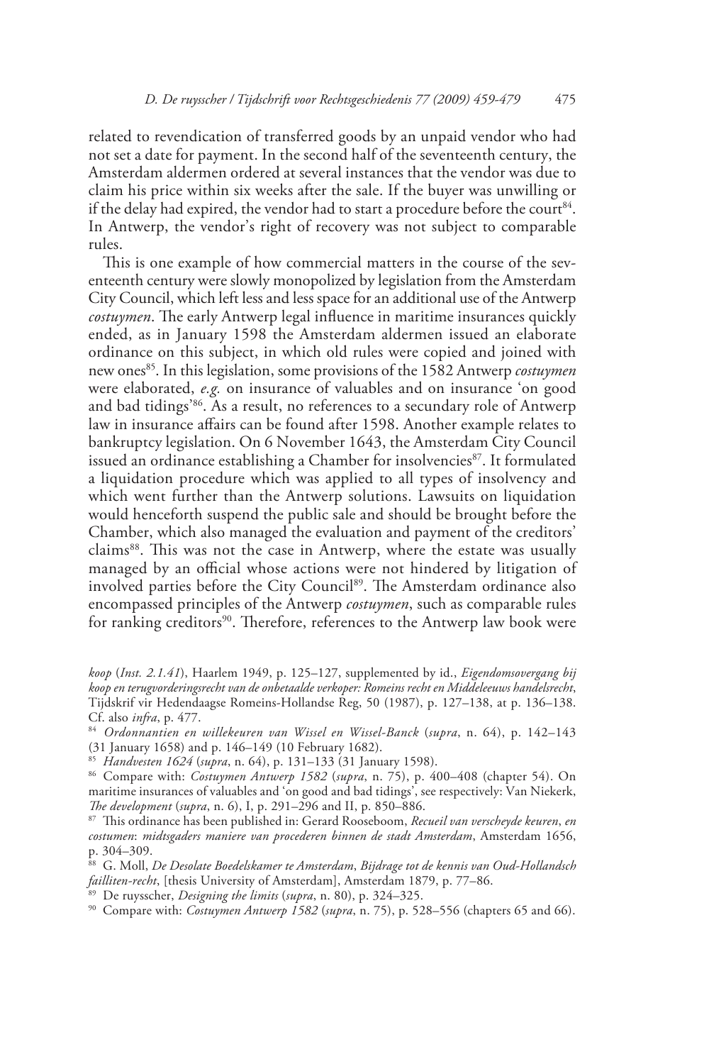related to revendication of transferred goods by an unpaid vendor who had not set a date for payment. In the second half of the seventeenth century, the Amsterdam aldermen ordered at several instances that the vendor was due to claim his price within six weeks after the sale. If the buyer was unwilling or if the delay had expired, the vendor had to start a procedure before the court[84]. In Antwerp, the vendor's right of recovery was not subject to comparable rules.

This is one example of how commercial matters in the course of the seventeenth century were slowly monopolized by legislation from the Amsterdam City Council, which left less and less space for an additional use of the Antwerp *costuymen*. The early Antwerp legal influence in maritime insurances quickly ended, as in January 1598 the Amsterdam aldermen issued an elaborate ordinance on this subject, in which old rules were copied and joined with new ones[85]. In this legislation, some provisions of the 1582 Antwerp *costuymen* were elaborated, *e.g.* on insurance of valuables and on insurance 'on good and bad tidings'[86]. As a result, no references to a secundary role of Antwerp law in insurance affairs can be found after 1598. Another example relates to bankruptcy legislation. On 6 November 1643, the Amsterdam City Council issued an ordinance establishing a Chamber for insolvencies[87]. It formulated a liquidation procedure which was applied to all types of insolvency and which went further than the Antwerp solutions. Lawsuits on liquidation would henceforth suspend the public sale and should be brought before the Chamber, which also managed the evaluation and payment of the creditors' claims[88]. This was not the case in Antwerp, where the estate was usually managed by an official whose actions were not hindered by litigation of involved parties before the City Council[89]. The Amsterdam ordinance also encompassed principles of the Antwerp *costuymen*, such as comparable rules for ranking creditors[90]. Therefore, references to the Antwerp law book were

---

*koop* (*Inst. 2.1.41*), Haarlem 1949, p. 125–127, supplemented by id., *Eigendomsovergang bij koop en terugvorderingsrecht van de onbetaalde verkoper: Romeins recht en Middeleeuws handelsrecht*, Tijdskrif vir Hedendaagse Romeins-Hollandse Reg, 50 (1987), p. 127–138, at p. 136–138. Cf. also *infra*, p. 477.

[84] *Ordonnantien en willekeuren van Wissel en Wissel-Banck* (*supra*, n. 64), p. 142–143 (31 January 1658) and p. 146–149 (10 February 1682).

[85] *Handvesten 1624* (*supra*, n. 64), p. 131–133 (31 January 1598).

[86] Compare with: *Costuymen Antwerp 1582* (*supra*, n. 75), p. 400–408 (chapter 54). On maritime insurances of valuables and 'on good and bad tidings', see respectively: Van Niekerk, *The development* (*supra*, n. 6), I, p. 291–296 and II, p. 850–886.

[87] This ordinance has been published in: Gerard Rooseboom, *Recueil van verscheyde keuren, en costumen: midtsgaders maniere van procederen binnen de stadt Amsterdam*, Amsterdam 1656, p. 304–309.

[88] G. Moll, *De Desolate Boedelskamer te Amsterdam, Bijdrage tot de kennis van Oud-Hollandsch failliten-recht*, [thesis University of Amsterdam], Amsterdam 1879, p. 77–86.

[89] De ruysscher, *Designing the limits* (*supra*, n. 80), p. 324–325.

[90] Compare with: *Costuymen Antwerp 1582* (*supra*, n. 75), p. 528–556 (chapters 65 and 66).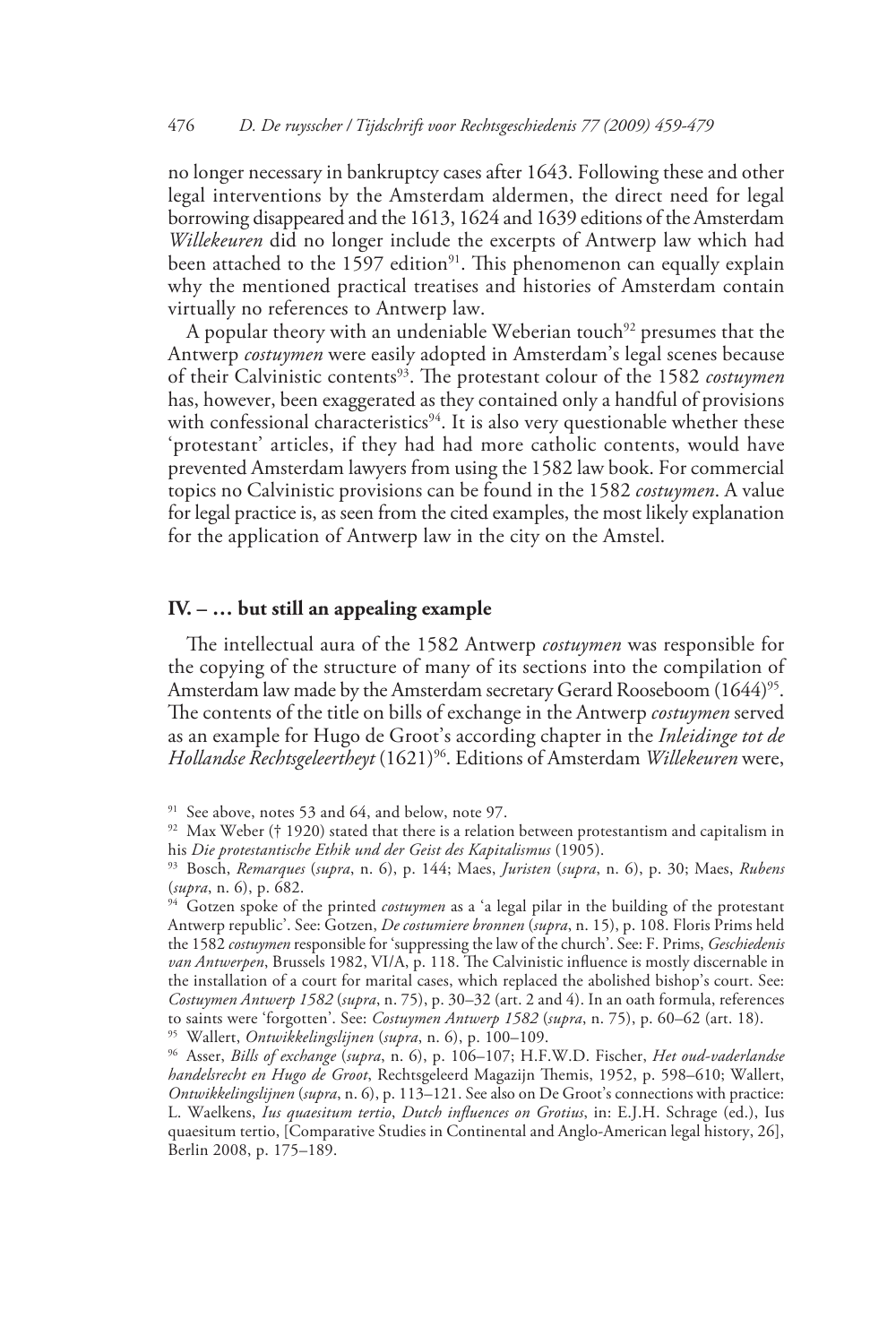no longer necessary in bankruptcy cases after 1643. Following these and other legal interventions by the Amsterdam aldermen, the direct need for legal borrowing disappeared and the 1613, 1624 and 1639 editions of the Amsterdam *Willekeuren* did no longer include the excerpts of Antwerp law which had been attached to the 1597 edition[91]. This phenomenon can equally explain why the mentioned practical treatises and histories of Amsterdam contain virtually no references to Antwerp law.

A popular theory with an undeniable Weberian touch[92] presumes that the Antwerp *costuymen* were easily adopted in Amsterdam's legal scenes because of their Calvinistic contents[93]. The protestant colour of the 1582 *costuymen* has, however, been exaggerated as they contained only a handful of provisions with confessional characteristics[94]. It is also very questionable whether these 'protestant' articles, if they had had more catholic contents, would have prevented Amsterdam lawyers from using the 1582 law book. For commercial topics no Calvinistic provisions can be found in the 1582 *costuymen*. A value for legal practice is, as seen from the cited examples, the most likely explanation for the application of Antwerp law in the city on the Amstel.

## IV. – … but still an appealing example

The intellectual aura of the 1582 Antwerp *costuymen* was responsible for the copying of the structure of many of its sections into the compilation of Amsterdam law made by the Amsterdam secretary Gerard Rooseboom (1644)[95]. The contents of the title on bills of exchange in the Antwerp *costuymen* served as an example for Hugo de Groot's according chapter in the *Inleidinge tot de Hollandse Rechtsgeleertheyt* (1621)[96]. Editions of Amsterdam *Willekeuren* were,

---

[91] See above, notes 53 and 64, and below, note 97.

[92] Max Weber († 1920) stated that there is a relation between protestantism and capitalism in his *Die protestantische Ethik und der Geist des Kapitalismus* (1905).

[93] Bosch, *Remarques* (*supra*, n. 6), p. 144; Maes, *Juristen* (*supra*, n. 6), p. 30; Maes, *Rubens* (*supra*, n. 6), p. 682.

[94] Gotzen spoke of the printed *costuymen* as a 'a legal pilar in the building of the protestant Antwerp republic'. See: Gotzen, *De costumiere bronnen* (*supra*, n. 15), p. 108. Floris Prims held the 1582 *costuymen* responsible for 'suppressing the law of the church'. See: F. Prims, *Geschiedenis van Antwerpen*, Brussels 1982, VI/A, p. 118. The Calvinistic influence is mostly discernable in the installation of a court for marital cases, which replaced the abolished bishop's court. See: *Costuymen Antwerp 1582* (*supra*, n. 75), p. 30–32 (art. 2 and 4). In an oath formula, references to saints were 'forgotten'. See: *Costuymen Antwerp 1582* (*supra*, n. 75), p. 60–62 (art. 18).

[95] Wallert, *Ontwikkelingslijnen* (*supra*, n. 6), p. 100–109.

[96] Asser, *Bills of exchange* (*supra*, n. 6), p. 106–107; H.F.W.D. Fischer, *Het oud-vaderlandse handelsrecht en Hugo de Groot*, Rechtsgeleerd Magazijn Themis, 1952, p. 598–610; Wallert, *Ontwikkelingslijnen* (*supra*, n. 6), p. 113–121. See also on De Groot's connections with practice: L. Waelkens, *Ius quaesitum tertio*, *Dutch influences on Grotius*, in: E.J.H. Schrage (ed.), Ius quaesitum tertio, [Comparative Studies in Continental and Anglo-American legal history, 26], Berlin 2008, p. 175–189.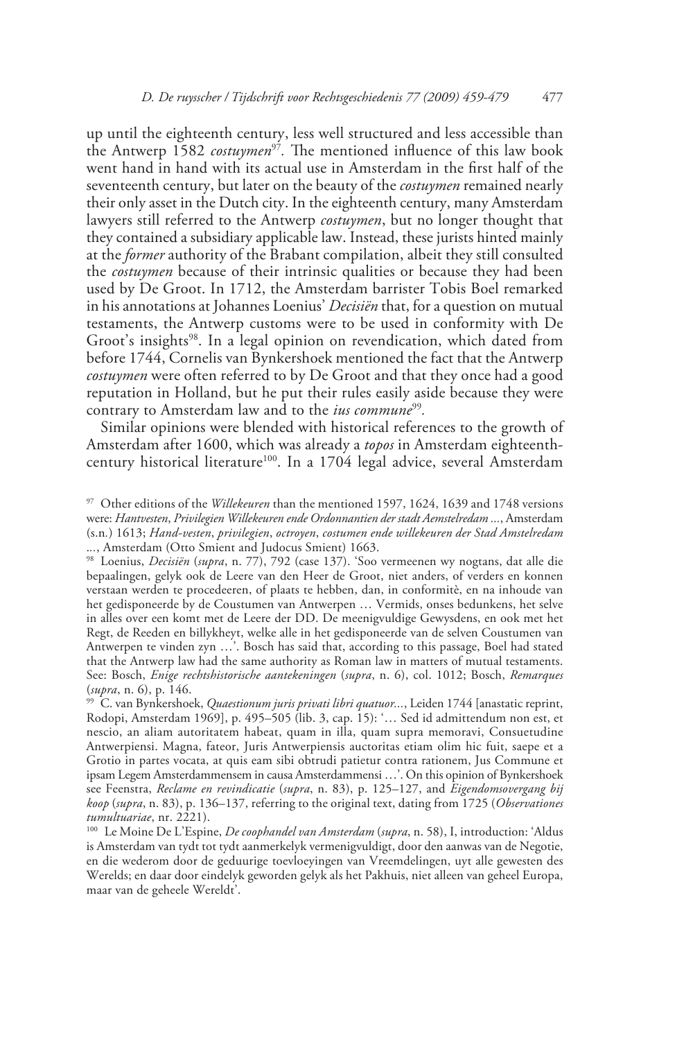up until the eighteenth century, less well structured and less accessible than the Antwerp 1582 *costuymen*[97]. The mentioned influence of this law book went hand in hand with its actual use in Amsterdam in the first half of the seventeenth century, but later on the beauty of the *costuymen* remained nearly their only asset in the Dutch city. In the eighteenth century, many Amsterdam lawyers still referred to the Antwerp *costuymen*, but no longer thought that they contained a subsidiary applicable law. Instead, these jurists hinted mainly at the *former* authority of the Brabant compilation, albeit they still consulted the *costuymen* because of their intrinsic qualities or because they had been used by De Groot. In 1712, the Amsterdam barrister Tobis Boel remarked in his annotations at Johannes Loenius' *Decisiën* that, for a question on mutual testaments, the Antwerp customs were to be used in conformity with De Groot's insights[98]. In a legal opinion on revendication, which dated from before 1744, Cornelis van Bynkershoek mentioned the fact that the Antwerp *costuymen* were often referred to by De Groot and that they once had a good reputation in Holland, but he put their rules easily aside because they were contrary to Amsterdam law and to the *ius commune*[99].

Similar opinions were blended with historical references to the growth of Amsterdam after 1600, which was already a *topos* in Amsterdam eighteenth-century historical literature[100]. In a 1704 legal advice, several Amsterdam

[97] Other editions of the *Willekeuren* than the mentioned 1597, 1624, 1639 and 1748 versions were: *Hantvesten, Privilegien Willekeuren ende Ordonnantien der stadt Aemstelredam …*, Amsterdam (s.n.) 1613; *Hand-vesten, privilegien, octroyen, costumen ende willekeuren der Stad Amstelredam …*, Amsterdam (Otto Smient and Judocus Smient) 1663.

[98] Loenius, *Decisiën* (*supra*, n. 77), 792 (case 137). 'Soo vermeenen wy nogtans, dat alle die bepaalingen, gelyk ook de Leere van den Heer de Groot, niet anders, of verders en konnen verstaan werden te procedeeren, of plaats te hebben, dan, in conformitè, en na inhoude van het gedisponeerde by de Coustumen van Antwerpen … Vermids, onses bedunkens, het selve in alles over een komt met de Leere der DD. De meenigvuldige Gewysdens, en ook met het Regt, de Reeden en billykheyt, welke alle in het gedisponeerde van de selven Coustumen van Antwerpen te vinden zyn …'. Bosch has said that, according to this passage, Boel had stated that the Antwerp law had the same authority as Roman law in matters of mutual testaments. See: Bosch, *Enige rechtshistorische aantekeningen* (*supra*, n. 6), col. 1012; Bosch, *Remarques* (*supra*, n. 6), p. 146.

[99] C. van Bynkershoek, *Quaestionum juris privati libri quatuor…*, Leiden 1744 [anastatic reprint, Rodopi, Amsterdam 1969], p. 495–505 (lib. 3, cap. 15): '… Sed id admittendum non est, et nescio, an aliam autoritatem habeat, quam in illa, quam supra memoravi, Consuetudine Antwerpiensi. Magna, fateor, Juris Antwerpiensis auctoritas etiam olim hic fuit, saepe et a Grotio in partes vocata, at quis eam sibi obtrudi patietur contra rationem, Jus Commune et ipsam Legem Amsterdammensem in causa Amsterdammensi …'. On this opinion of Bynkershoek see Feenstra, *Reclame en revindicatie* (*supra*, n. 83), p. 125–127, and *Eigendomsovergang bij koop* (*supra*, n. 83), p. 136–137, referring to the original text, dating from 1725 (*Observationes tumultuariae*, nr. 2221).

[100] Le Moine De L'Espine, *De coophandel van Amsterdam* (*supra*, n. 58), I, introduction: 'Aldus is Amsterdam van tydt tot tydt aanmerkelyk vermenigvuldigt, door den aanwas van de Negotie, en die wederom door de geduurige toevloeyingen van Vreemdelingen, uyt alle gewesten des Werelds; en daar door eindelyk geworden gelyk als het Pakhuis, niet alleen van geheel Europa, maar van de geheele Wereldt'.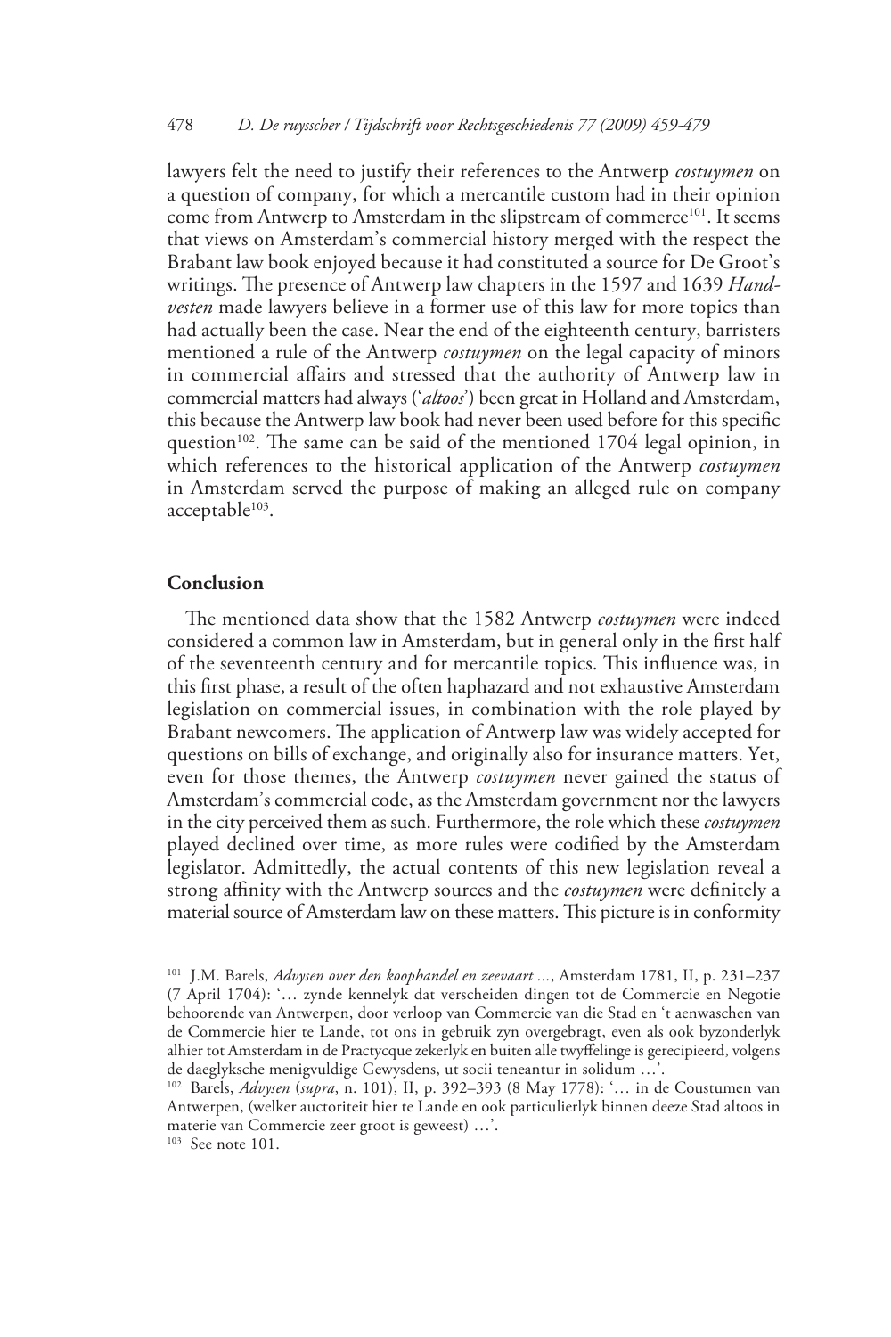lawyers felt the need to justify their references to the Antwerp *costuymen* on a question of company, for which a mercantile custom had in their opinion come from Antwerp to Amsterdam in the slipstream of commerce[101]. It seems that views on Amsterdam's commercial history merged with the respect the Brabant law book enjoyed because it had constituted a source for De Groot's writings. The presence of Antwerp law chapters in the 1597 and 1639 *Handvesten* made lawyers believe in a former use of this law for more topics than had actually been the case. Near the end of the eighteenth century, barristers mentioned a rule of the Antwerp *costuymen* on the legal capacity of minors in commercial affairs and stressed that the authority of Antwerp law in commercial matters had always ('*altoos*') been great in Holland and Amsterdam, this because the Antwerp law book had never been used before for this specific question[102]. The same can be said of the mentioned 1704 legal opinion, in which references to the historical application of the Antwerp *costuymen* in Amsterdam served the purpose of making an alleged rule on company acceptable[103].

## Conclusion

The mentioned data show that the 1582 Antwerp *costuymen* were indeed considered a common law in Amsterdam, but in general only in the first half of the seventeenth century and for mercantile topics. This influence was, in this first phase, a result of the often haphazard and not exhaustive Amsterdam legislation on commercial issues, in combination with the role played by Brabant newcomers. The application of Antwerp law was widely accepted for questions on bills of exchange, and originally also for insurance matters. Yet, even for those themes, the Antwerp *costuymen* never gained the status of Amsterdam's commercial code, as the Amsterdam government nor the lawyers in the city perceived them as such. Furthermore, the role which these *costuymen* played declined over time, as more rules were codified by the Amsterdam legislator. Admittedly, the actual contents of this new legislation reveal a strong affinity with the Antwerp sources and the *costuymen* were definitely a material source of Amsterdam law on these matters. This picture is in conformity

[101] J.M. Barels, *Advysen over den koophandel en zeevaart ...*, Amsterdam 1781, II, p. 231–237 (7 April 1704): '… zynde kennelyk dat verscheiden dingen tot de Commercie en Negotie behoorende van Antwerpen, door verloop van Commercie van die Stad en 't aenwaschen van de Commercie hier te Lande, tot ons in gebruik zyn overgebragt, even als ook byzonderlyk alhier tot Amsterdam in de Practycque zekerlyk en buiten alle twyffelinge is gerecipieerd, volgens de daeglyksche menigvuldige Gewysdens, ut socii teneantur in solidum …'.

[102] Barels, *Advysen* (*supra*, n. 101), II, p. 392–393 (8 May 1778): '… in de Coustumen van Antwerpen, (welker auctoriteit hier te Lande en ook particulierlyk binnen deeze Stad altoos in materie van Commercie zeer groot is geweest) …'.

[103] See note 101.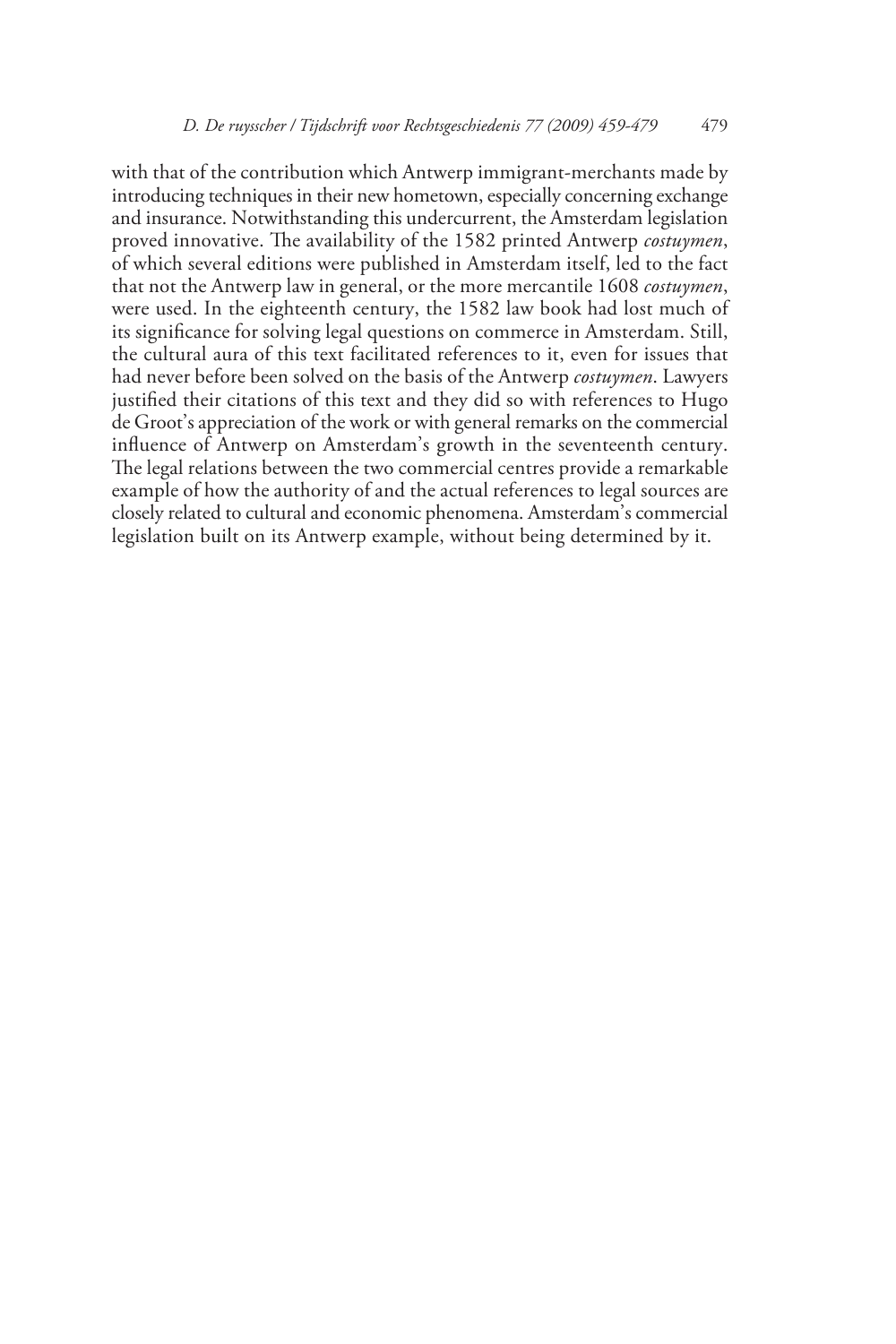with that of the contribution which Antwerp immigrant-merchants made by introducing techniques in their new hometown, especially concerning exchange and insurance. Notwithstanding this undercurrent, the Amsterdam legislation proved innovative. The availability of the 1582 printed Antwerp *costuymen*, of which several editions were published in Amsterdam itself, led to the fact that not the Antwerp law in general, or the more mercantile 1608 *costuymen*, were used. In the eighteenth century, the 1582 law book had lost much of its significance for solving legal questions on commerce in Amsterdam. Still, the cultural aura of this text facilitated references to it, even for issues that had never before been solved on the basis of the Antwerp *costuymen*. Lawyers justified their citations of this text and they did so with references to Hugo de Groot's appreciation of the work or with general remarks on the commercial influence of Antwerp on Amsterdam's growth in the seventeenth century. The legal relations between the two commercial centres provide a remarkable example of how the authority of and the actual references to legal sources are closely related to cultural and economic phenomena. Amsterdam's commercial legislation built on its Antwerp example, without being determined by it.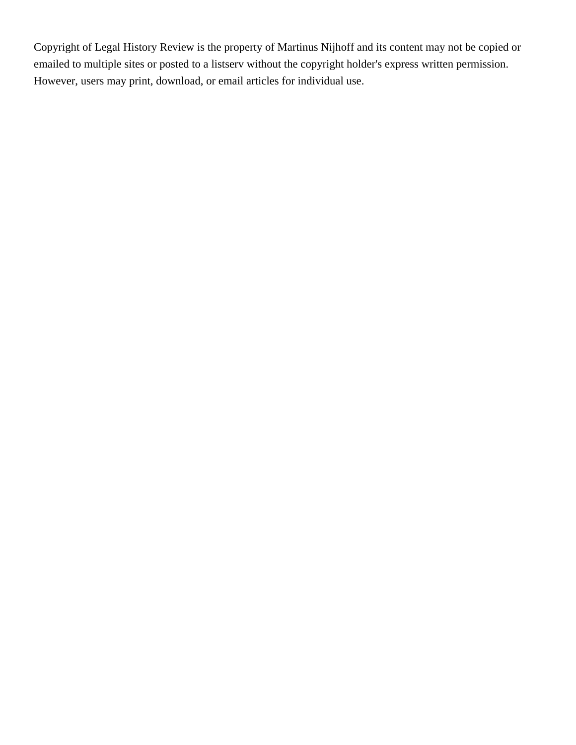Copyright of Legal History Review is the property of Martinus Nijhoff and its content may not be copied or emailed to multiple sites or posted to a listserv without the copyright holder's express written permission. However, users may print, download, or email articles for individual use.